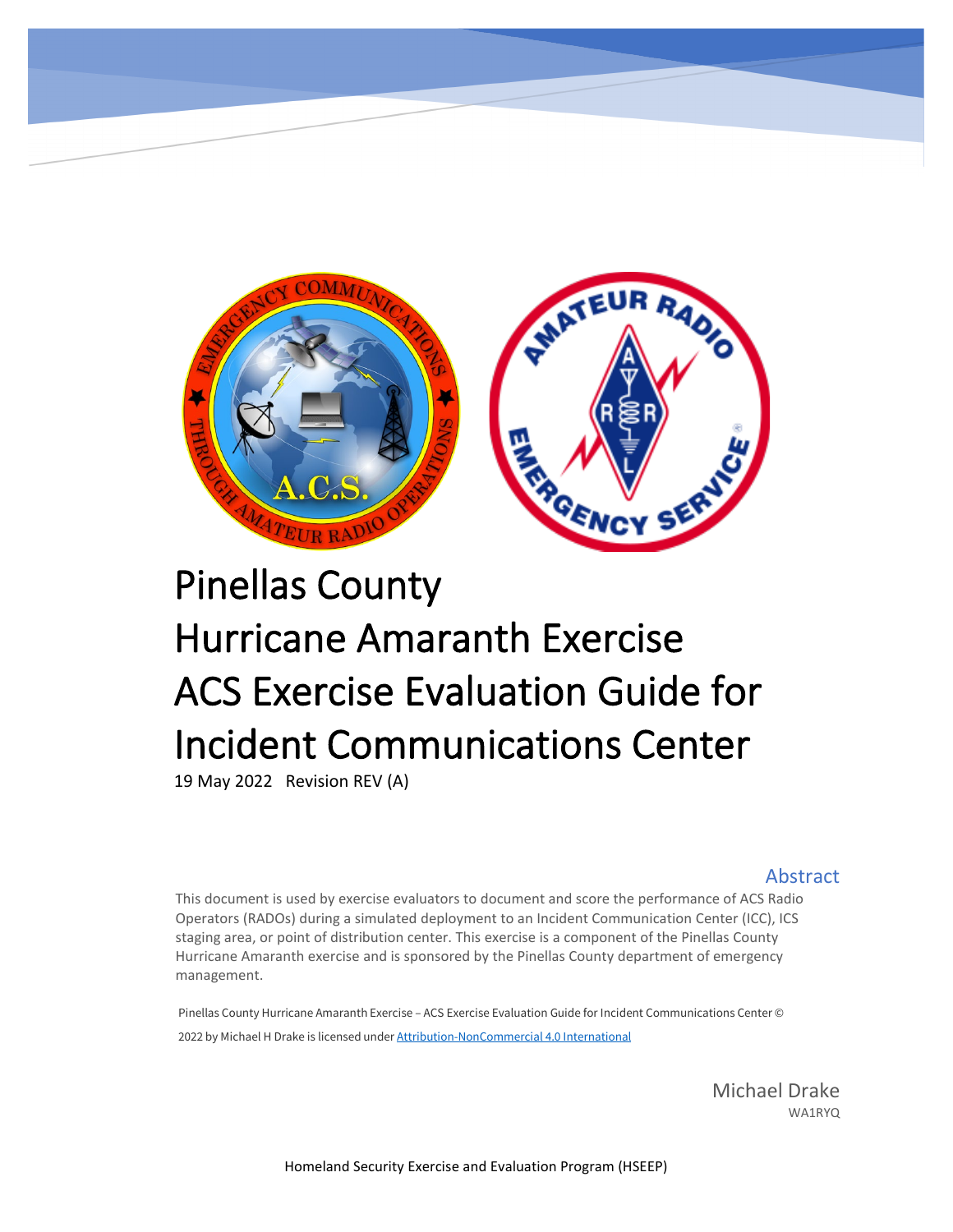# Pinellas County Hurricane Amaranth Exercise ACS Exercise Evaluation Guide for Incident Communications Center

19 May 2022 Revision REV (A)

## Abstract

This document is used by exercise evaluators to document and score the performance of ACS Radio Operators (RADOs) during a simulated deployment to an Incident Communication Center (ICC), ICS staging area, or point of distribution center. This exercise is a component of the Pinellas County Hurricane Amaranth exercise and is sponsored by the Pinellas County department of emergency management.

Pinellas County Hurricane Amaranth Exercise – ACS Exercise Evaluation Guide for Incident Communications Center © 2022 by Michael H Drake is licensed under [Attribution-NonCommercial 4.0 International]

Michael Drake
WA1RYQ

Homeland Security Exercise and Evaluation Program (HSEEP)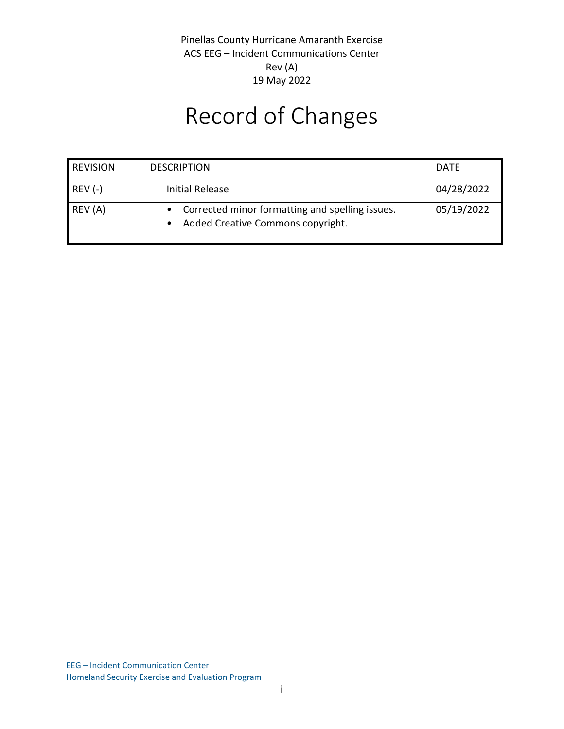# Record of Changes

| REVISION | DESCRIPTION | DATE |
|---|---|---|
| REV (-) | Initial Release | 04/28/2022 |
| REV (A) | • Corrected minor formatting and spelling issues.<br>• Added Creative Commons copyright. | 05/19/2022 |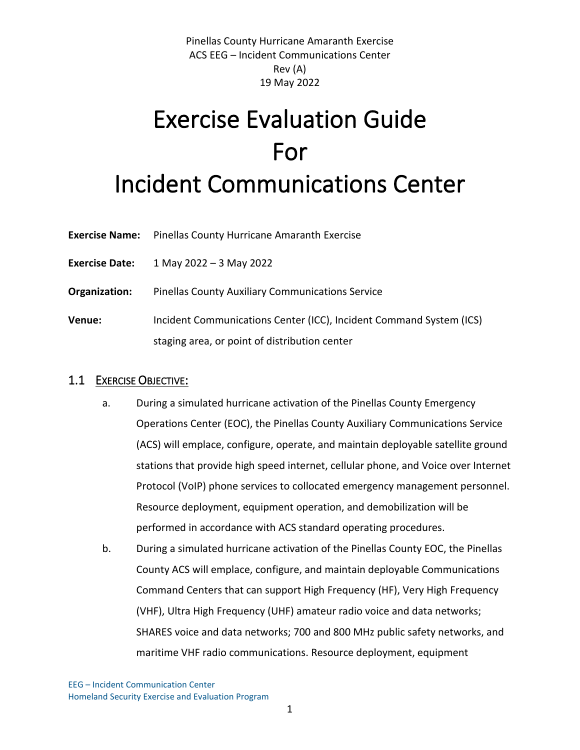# Exercise Evaluation Guide For Incident Communications Center

**Exercise Name:** Pinellas County Hurricane Amaranth Exercise

**Exercise Date:** 1 May 2022 – 3 May 2022

**Organization:** Pinellas County Auxiliary Communications Service

**Venue:** Incident Communications Center (ICC), Incident Command System (ICS) staging area, or point of distribution center

## 1.1 EXERCISE OBJECTIVE:

a. During a simulated hurricane activation of the Pinellas County Emergency Operations Center (EOC), the Pinellas County Auxiliary Communications Service (ACS) will emplace, configure, operate, and maintain deployable satellite ground stations that provide high speed internet, cellular phone, and Voice over Internet Protocol (VoIP) phone services to collocated emergency management personnel. Resource deployment, equipment operation, and demobilization will be performed in accordance with ACS standard operating procedures.

b. During a simulated hurricane activation of the Pinellas County EOC, the Pinellas County ACS will emplace, configure, and maintain deployable Communications Command Centers that can support High Frequency (HF), Very High Frequency (VHF), Ultra High Frequency (UHF) amateur radio voice and data networks; SHARES voice and data networks; 700 and 800 MHz public safety networks, and maritime VHF radio communications. Resource deployment, equipment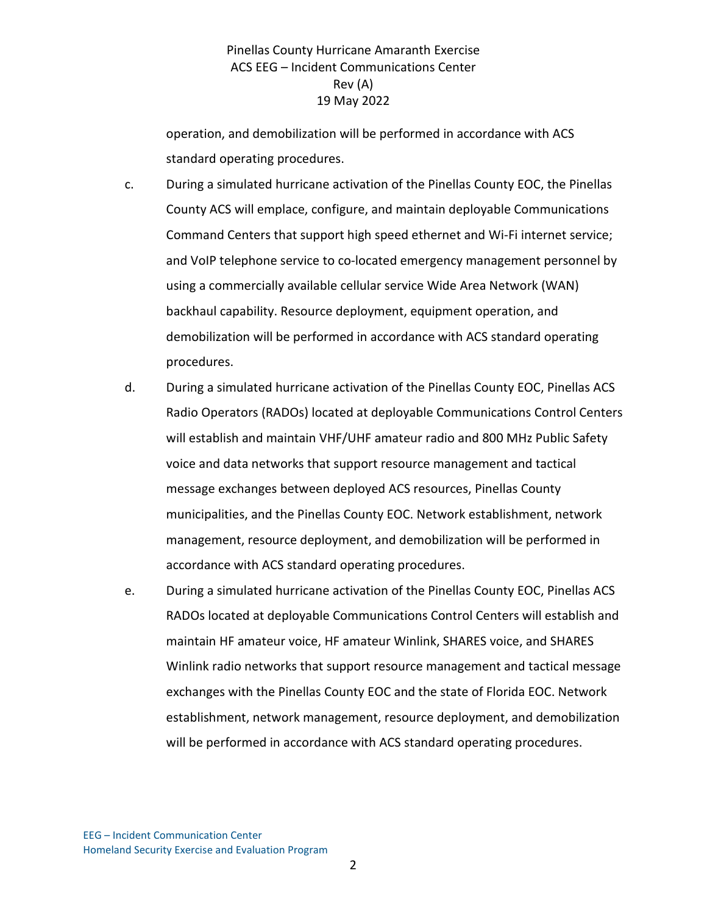operation, and demobilization will be performed in accordance with ACS standard operating procedures.

c. During a simulated hurricane activation of the Pinellas County EOC, the Pinellas County ACS will emplace, configure, and maintain deployable Communications Command Centers that support high speed ethernet and Wi-Fi internet service; and VoIP telephone service to co-located emergency management personnel by using a commercially available cellular service Wide Area Network (WAN) backhaul capability. Resource deployment, equipment operation, and demobilization will be performed in accordance with ACS standard operating procedures.

d. During a simulated hurricane activation of the Pinellas County EOC, Pinellas ACS Radio Operators (RADOs) located at deployable Communications Control Centers will establish and maintain VHF/UHF amateur radio and 800 MHz Public Safety voice and data networks that support resource management and tactical message exchanges between deployed ACS resources, Pinellas County municipalities, and the Pinellas County EOC. Network establishment, network management, resource deployment, and demobilization will be performed in accordance with ACS standard operating procedures.

e. During a simulated hurricane activation of the Pinellas County EOC, Pinellas ACS RADOs located at deployable Communications Control Centers will establish and maintain HF amateur voice, HF amateur Winlink, SHARES voice, and SHARES Winlink radio networks that support resource management and tactical message exchanges with the Pinellas County EOC and the state of Florida EOC. Network establishment, network management, resource deployment, and demobilization will be performed in accordance with ACS standard operating procedures.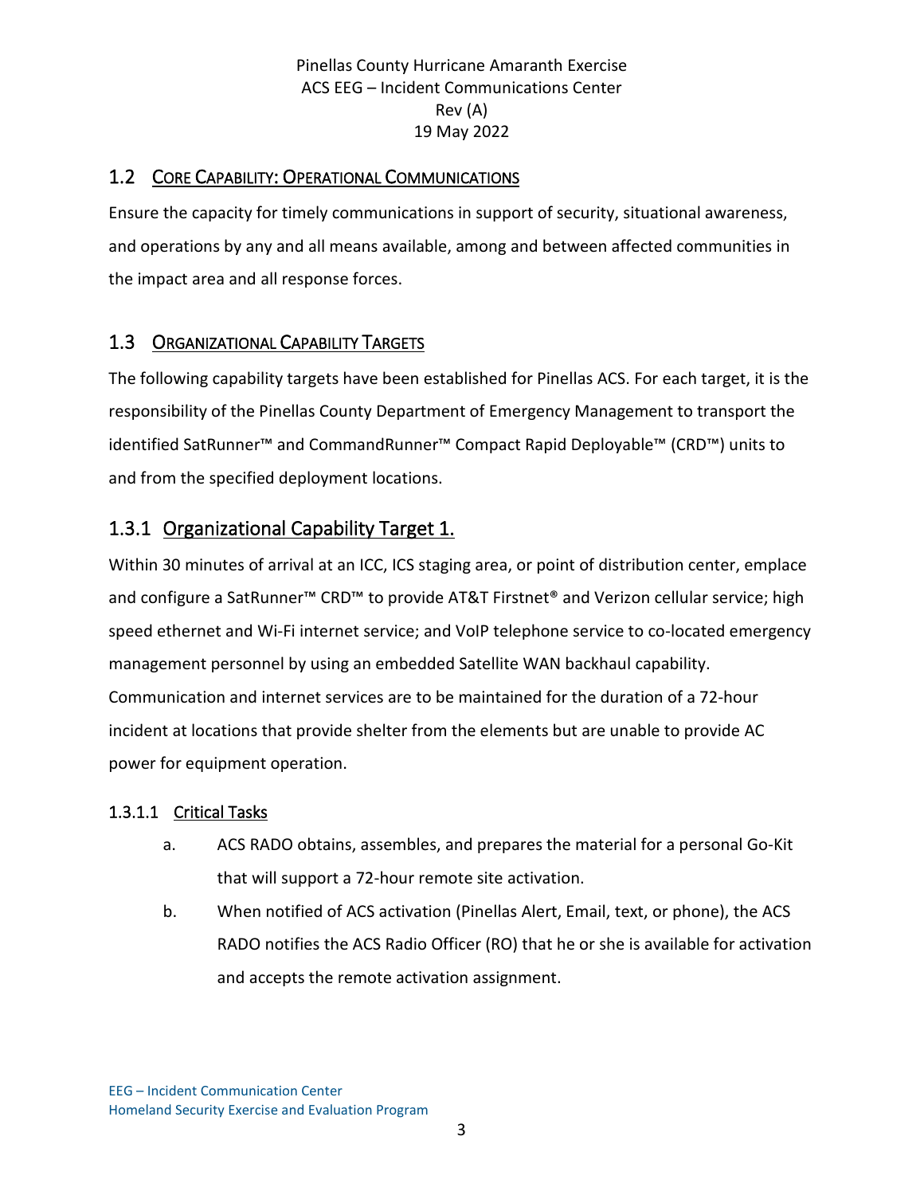## 1.2 Core Capability: Operational Communications

Ensure the capacity for timely communications in support of security, situational awareness, and operations by any and all means available, among and between affected communities in the impact area and all response forces.

## 1.3 Organizational Capability Targets

The following capability targets have been established for Pinellas ACS. For each target, it is the responsibility of the Pinellas County Department of Emergency Management to transport the identified SatRunner™ and CommandRunner™ Compact Rapid Deployable™ (CRD™) units to and from the specified deployment locations.

### 1.3.1 Organizational Capability Target 1.

Within 30 minutes of arrival at an ICC, ICS staging area, or point of distribution center, emplace and configure a SatRunner™ CRD™ to provide AT&T Firstnet® and Verizon cellular service; high speed ethernet and Wi-Fi internet service; and VoIP telephone service to co-located emergency management personnel by using an embedded Satellite WAN backhaul capability. Communication and internet services are to be maintained for the duration of a 72-hour incident at locations that provide shelter from the elements but are unable to provide AC power for equipment operation.

#### 1.3.1.1 Critical Tasks

a. ACS RADO obtains, assembles, and prepares the material for a personal Go-Kit that will support a 72-hour remote site activation.

b. When notified of ACS activation (Pinellas Alert, Email, text, or phone), the ACS RADO notifies the ACS Radio Officer (RO) that he or she is available for activation and accepts the remote activation assignment.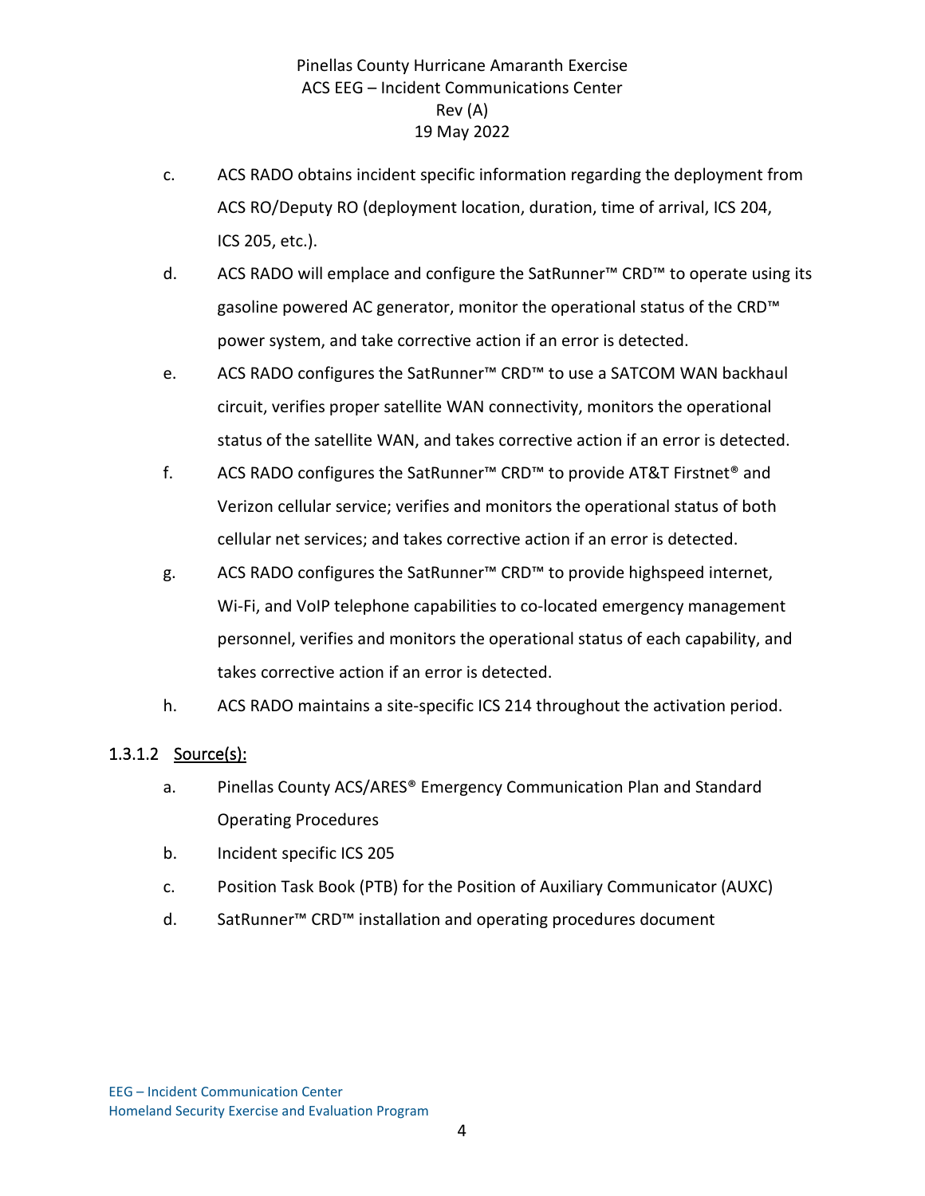c. ACS RADO obtains incident specific information regarding the deployment from ACS RO/Deputy RO (deployment location, duration, time of arrival, ICS 204, ICS 205, etc.).

d. ACS RADO will emplace and configure the SatRunner™ CRD™ to operate using its gasoline powered AC generator, monitor the operational status of the CRD™ power system, and take corrective action if an error is detected.

e. ACS RADO configures the SatRunner™ CRD™ to use a SATCOM WAN backhaul circuit, verifies proper satellite WAN connectivity, monitors the operational status of the satellite WAN, and takes corrective action if an error is detected.

f. ACS RADO configures the SatRunner™ CRD™ to provide AT&T Firstnet® and Verizon cellular service; verifies and monitors the operational status of both cellular net services; and takes corrective action if an error is detected.

g. ACS RADO configures the SatRunner™ CRD™ to provide highspeed internet, Wi-Fi, and VoIP telephone capabilities to co-located emergency management personnel, verifies and monitors the operational status of each capability, and takes corrective action if an error is detected.

h. ACS RADO maintains a site-specific ICS 214 throughout the activation period.

#### 1.3.1.2 Source(s):

a. Pinellas County ACS/ARES® Emergency Communication Plan and Standard Operating Procedures

b. Incident specific ICS 205

c. Position Task Book (PTB) for the Position of Auxiliary Communicator (AUXC)

d. SatRunner™ CRD™ installation and operating procedures document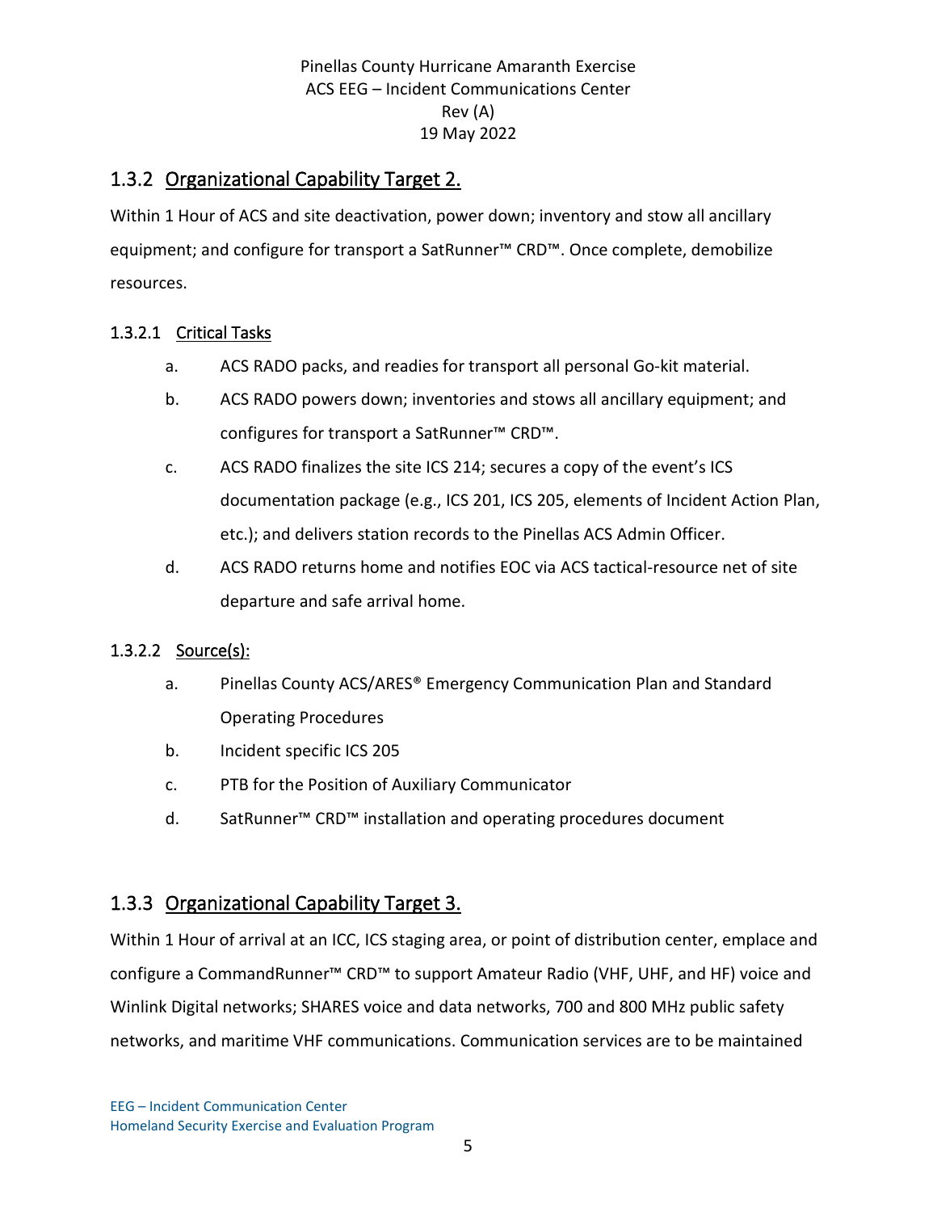## 1.3.2 Organizational Capability Target 2.

Within 1 Hour of ACS and site deactivation, power down; inventory and stow all ancillary equipment; and configure for transport a SatRunner™ CRD™. Once complete, demobilize resources.

### 1.3.2.1 Critical Tasks

a. ACS RADO packs, and readies for transport all personal Go-kit material.

b. ACS RADO powers down; inventories and stows all ancillary equipment; and configures for transport a SatRunner™ CRD™.

c. ACS RADO finalizes the site ICS 214; secures a copy of the event's ICS documentation package (e.g., ICS 201, ICS 205, elements of Incident Action Plan, etc.); and delivers station records to the Pinellas ACS Admin Officer.

d. ACS RADO returns home and notifies EOC via ACS tactical-resource net of site departure and safe arrival home.

### 1.3.2.2 Source(s):

a. Pinellas County ACS/ARES® Emergency Communication Plan and Standard Operating Procedures

b. Incident specific ICS 205

c. PTB for the Position of Auxiliary Communicator

d. SatRunner™ CRD™ installation and operating procedures document

## 1.3.3 Organizational Capability Target 3.

Within 1 Hour of arrival at an ICC, ICS staging area, or point of distribution center, emplace and configure a CommandRunner™ CRD™ to support Amateur Radio (VHF, UHF, and HF) voice and Winlink Digital networks; SHARES voice and data networks, 700 and 800 MHz public safety networks, and maritime VHF communications. Communication services are to be maintained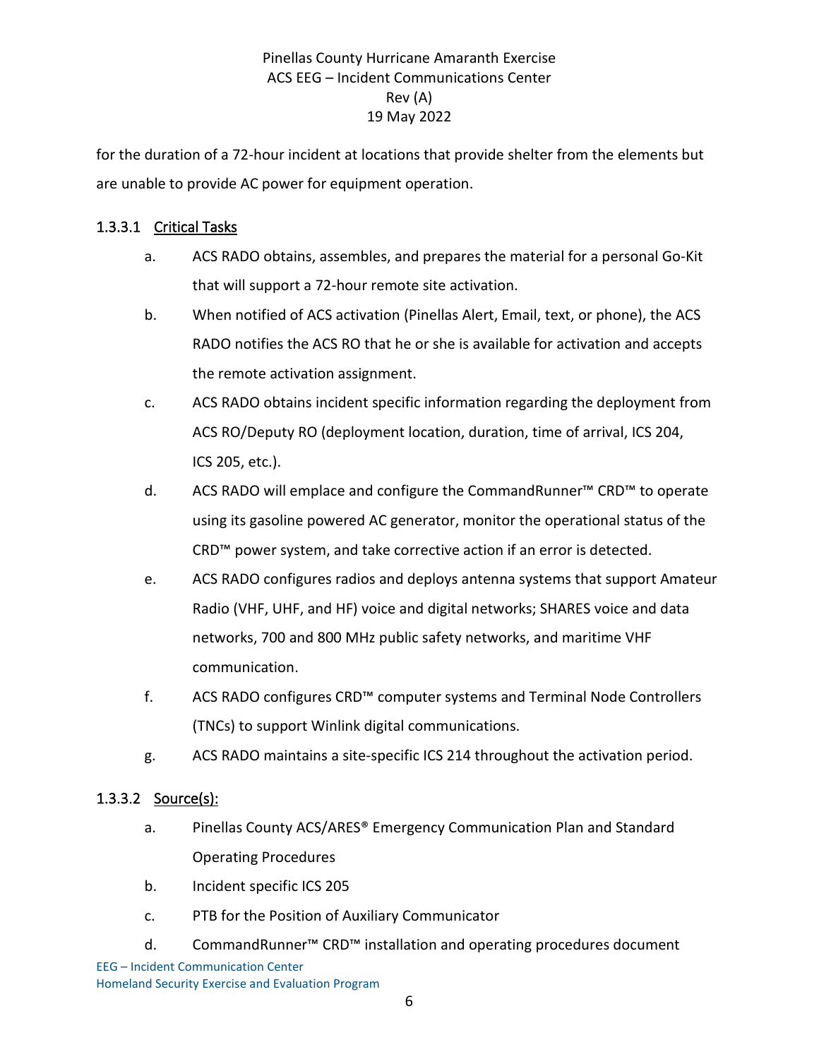for the duration of a 72-hour incident at locations that provide shelter from the elements but are unable to provide AC power for equipment operation.

#### 1.3.3.1 Critical Tasks

a. ACS RADO obtains, assembles, and prepares the material for a personal Go-Kit that will support a 72-hour remote site activation.

b. When notified of ACS activation (Pinellas Alert, Email, text, or phone), the ACS RADO notifies the ACS RO that he or she is available for activation and accepts the remote activation assignment.

c. ACS RADO obtains incident specific information regarding the deployment from ACS RO/Deputy RO (deployment location, duration, time of arrival, ICS 204, ICS 205, etc.).

d. ACS RADO will emplace and configure the CommandRunner™ CRD™ to operate using its gasoline powered AC generator, monitor the operational status of the CRD™ power system, and take corrective action if an error is detected.

e. ACS RADO configures radios and deploys antenna systems that support Amateur Radio (VHF, UHF, and HF) voice and digital networks; SHARES voice and data networks, 700 and 800 MHz public safety networks, and maritime VHF communication.

f. ACS RADO configures CRD™ computer systems and Terminal Node Controllers (TNCs) to support Winlink digital communications.

g. ACS RADO maintains a site-specific ICS 214 throughout the activation period.

#### 1.3.3.2 Source(s):

a. Pinellas County ACS/ARES® Emergency Communication Plan and Standard Operating Procedures

b. Incident specific ICS 205

c. PTB for the Position of Auxiliary Communicator

d. CommandRunner™ CRD™ installation and operating procedures document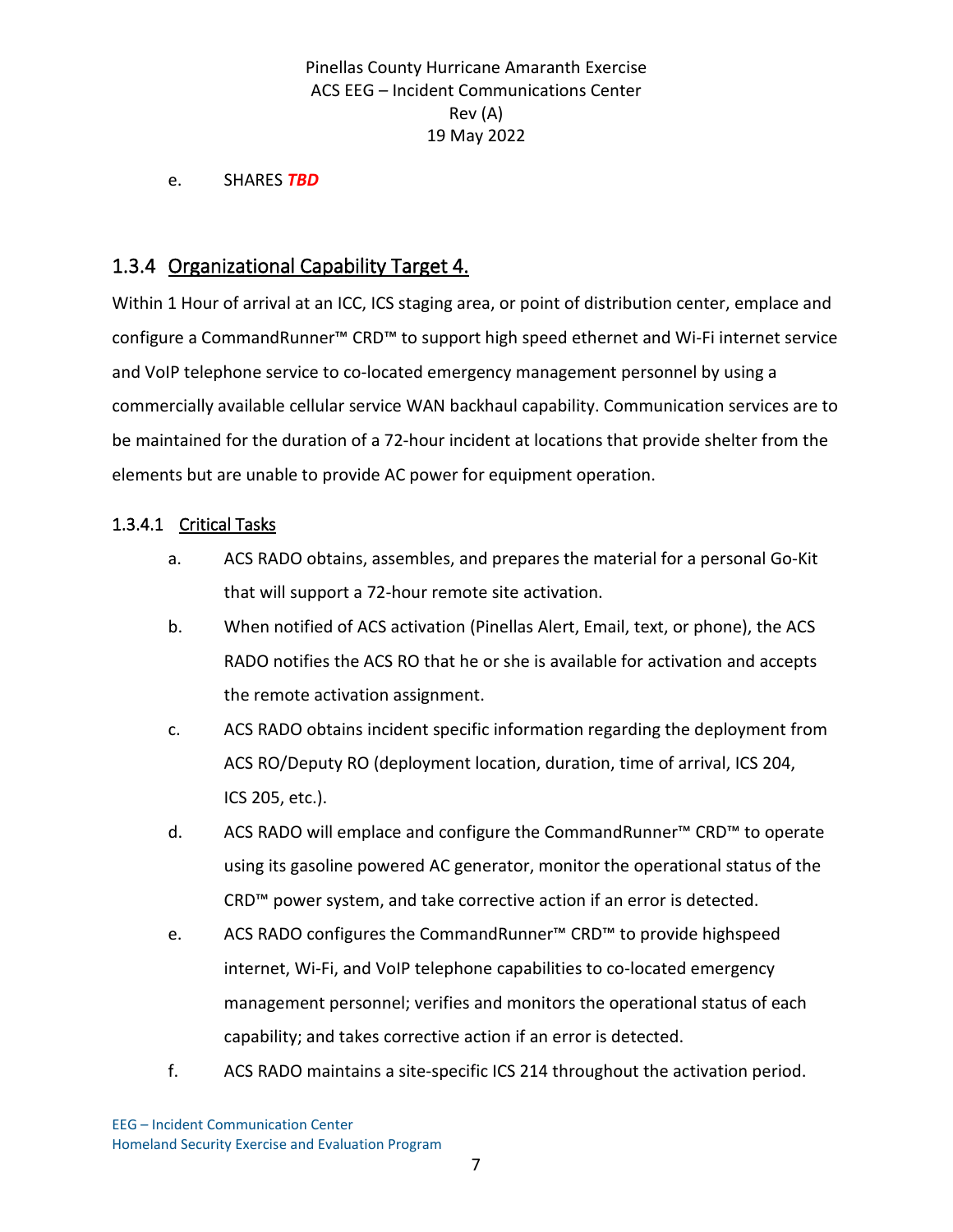e. SHARES ***TBD***

### 1.3.4 Organizational Capability Target 4.

Within 1 Hour of arrival at an ICC, ICS staging area, or point of distribution center, emplace and configure a CommandRunner™ CRD™ to support high speed ethernet and Wi-Fi internet service and VoIP telephone service to co-located emergency management personnel by using a commercially available cellular service WAN backhaul capability. Communication services are to be maintained for the duration of a 72-hour incident at locations that provide shelter from the elements but are unable to provide AC power for equipment operation.

#### 1.3.4.1 Critical Tasks

a. ACS RADO obtains, assembles, and prepares the material for a personal Go-Kit that will support a 72-hour remote site activation.

b. When notified of ACS activation (Pinellas Alert, Email, text, or phone), the ACS RADO notifies the ACS RO that he or she is available for activation and accepts the remote activation assignment.

c. ACS RADO obtains incident specific information regarding the deployment from ACS RO/Deputy RO (deployment location, duration, time of arrival, ICS 204, ICS 205, etc.).

d. ACS RADO will emplace and configure the CommandRunner™ CRD™ to operate using its gasoline powered AC generator, monitor the operational status of the CRD™ power system, and take corrective action if an error is detected.

e. ACS RADO configures the CommandRunner™ CRD™ to provide highspeed internet, Wi-Fi, and VoIP telephone capabilities to co-located emergency management personnel; verifies and monitors the operational status of each capability; and takes corrective action if an error is detected.

f. ACS RADO maintains a site-specific ICS 214 throughout the activation period.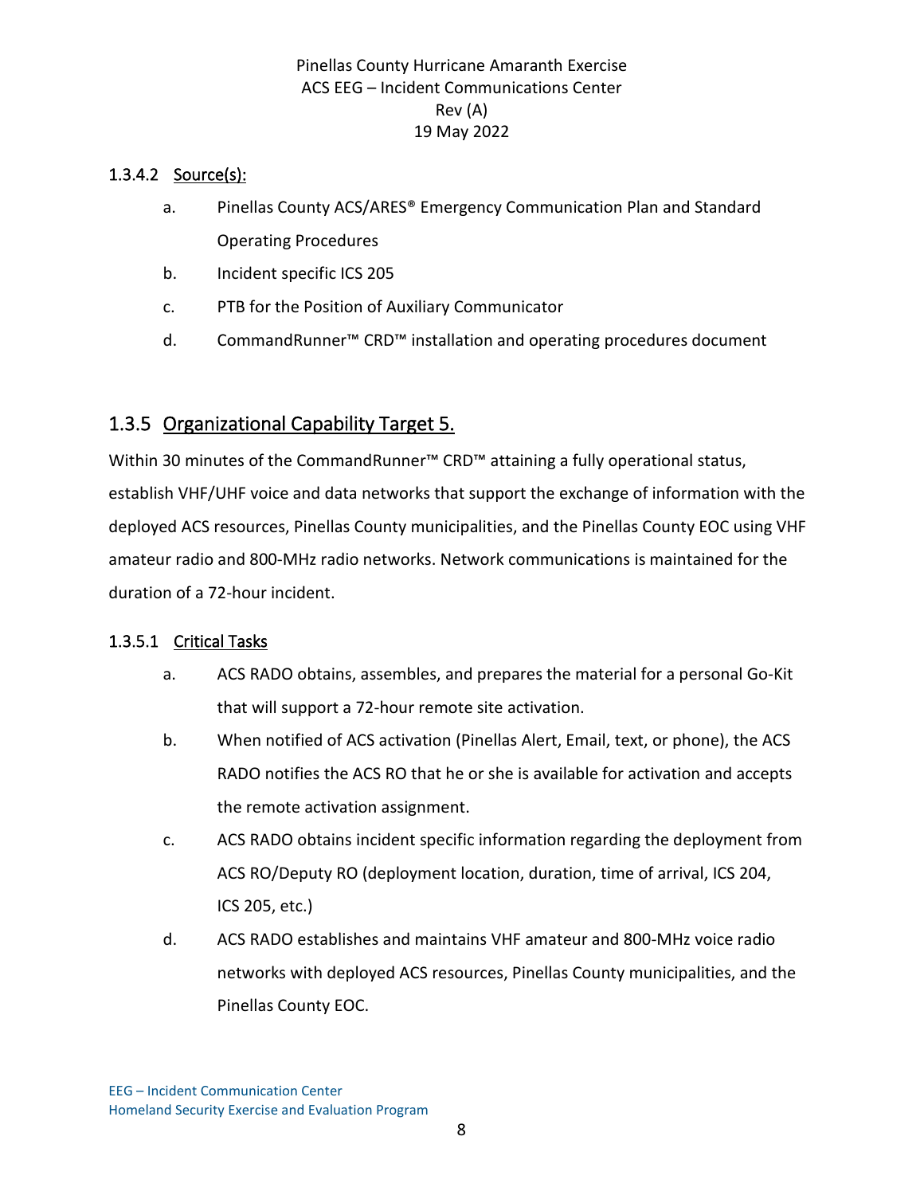#### 1.3.4.2 Source(s):

a. Pinellas County ACS/ARES® Emergency Communication Plan and Standard Operating Procedures

b. Incident specific ICS 205

c. PTB for the Position of Auxiliary Communicator

d. CommandRunner™ CRD™ installation and operating procedures document

### 1.3.5 Organizational Capability Target 5.

Within 30 minutes of the CommandRunner™ CRD™ attaining a fully operational status, establish VHF/UHF voice and data networks that support the exchange of information with the deployed ACS resources, Pinellas County municipalities, and the Pinellas County EOC using VHF amateur radio and 800-MHz radio networks. Network communications is maintained for the duration of a 72-hour incident.

#### 1.3.5.1 Critical Tasks

a. ACS RADO obtains, assembles, and prepares the material for a personal Go-Kit that will support a 72-hour remote site activation.

b. When notified of ACS activation (Pinellas Alert, Email, text, or phone), the ACS RADO notifies the ACS RO that he or she is available for activation and accepts the remote activation assignment.

c. ACS RADO obtains incident specific information regarding the deployment from ACS RO/Deputy RO (deployment location, duration, time of arrival, ICS 204, ICS 205, etc.)

d. ACS RADO establishes and maintains VHF amateur and 800-MHz voice radio networks with deployed ACS resources, Pinellas County municipalities, and the Pinellas County EOC.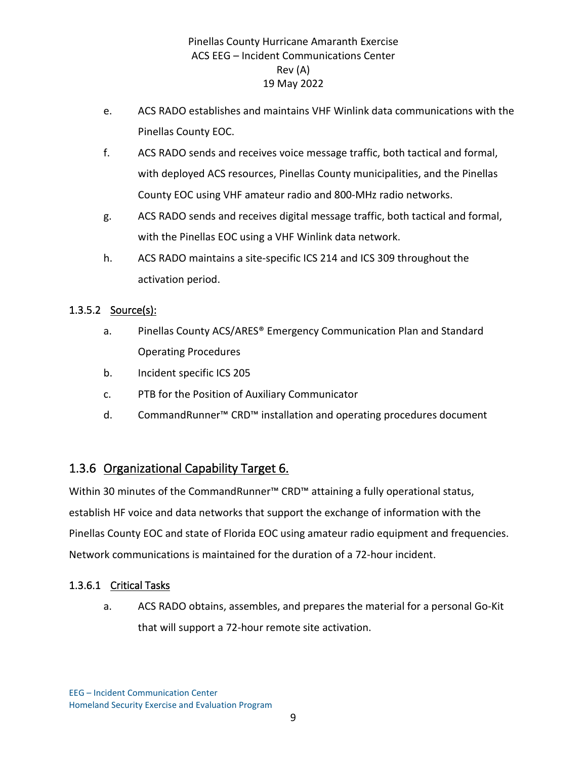e. ACS RADO establishes and maintains VHF Winlink data communications with the Pinellas County EOC.

f. ACS RADO sends and receives voice message traffic, both tactical and formal, with deployed ACS resources, Pinellas County municipalities, and the Pinellas County EOC using VHF amateur radio and 800-MHz radio networks.

g. ACS RADO sends and receives digital message traffic, both tactical and formal, with the Pinellas EOC using a VHF Winlink data network.

h. ACS RADO maintains a site-specific ICS 214 and ICS 309 throughout the activation period.

#### 1.3.5.2 Source(s):

a. Pinellas County ACS/ARES® Emergency Communication Plan and Standard Operating Procedures

b. Incident specific ICS 205

c. PTB for the Position of Auxiliary Communicator

d. CommandRunner™ CRD™ installation and operating procedures document

### 1.3.6 Organizational Capability Target 6.

Within 30 minutes of the CommandRunner™ CRD™ attaining a fully operational status, establish HF voice and data networks that support the exchange of information with the Pinellas County EOC and state of Florida EOC using amateur radio equipment and frequencies. Network communications is maintained for the duration of a 72-hour incident.

#### 1.3.6.1 Critical Tasks

a. ACS RADO obtains, assembles, and prepares the material for a personal Go-Kit that will support a 72-hour remote site activation.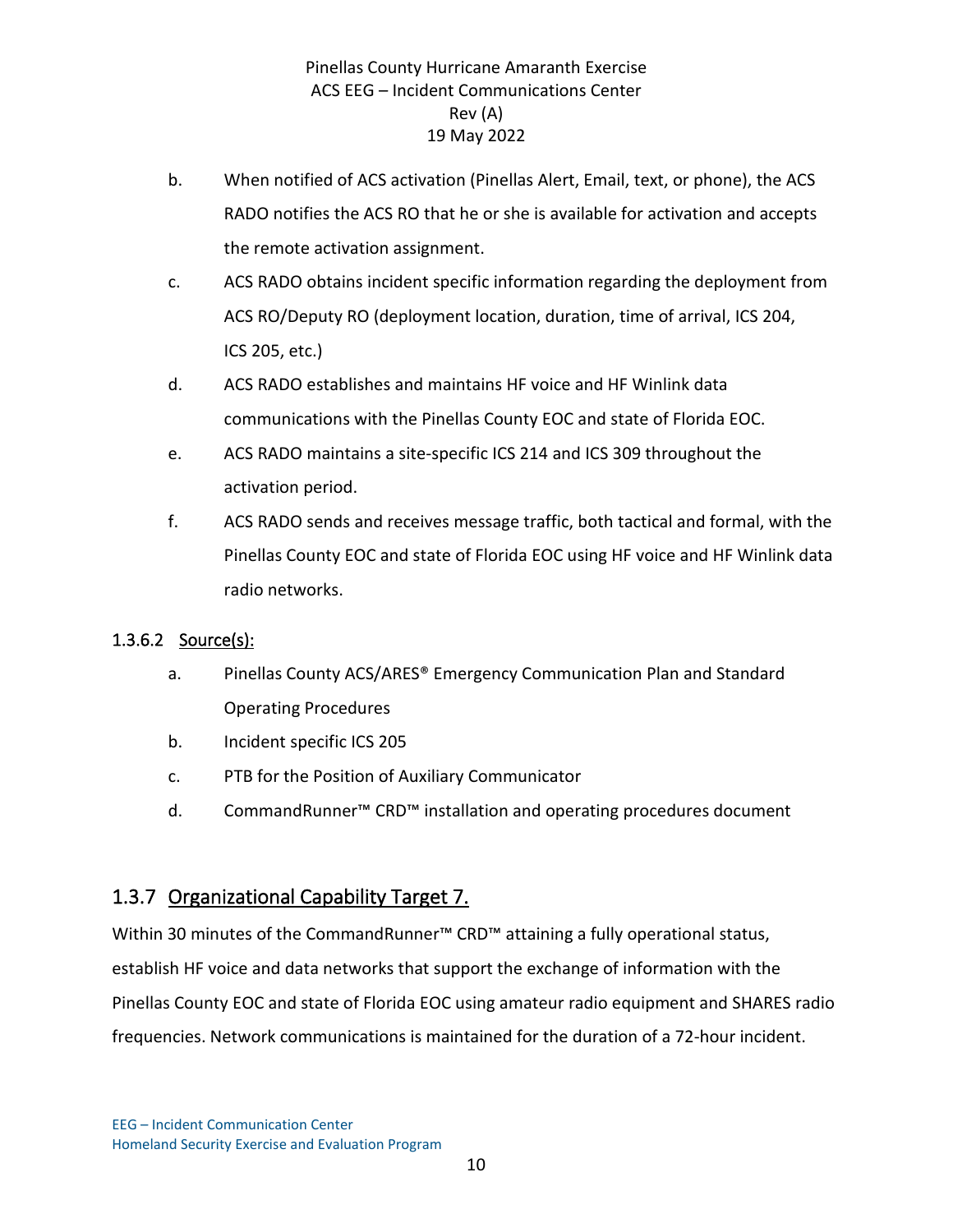b. When notified of ACS activation (Pinellas Alert, Email, text, or phone), the ACS RADO notifies the ACS RO that he or she is available for activation and accepts the remote activation assignment.

c. ACS RADO obtains incident specific information regarding the deployment from ACS RO/Deputy RO (deployment location, duration, time of arrival, ICS 204, ICS 205, etc.)

d. ACS RADO establishes and maintains HF voice and HF Winlink data communications with the Pinellas County EOC and state of Florida EOC.

e. ACS RADO maintains a site-specific ICS 214 and ICS 309 throughout the activation period.

f. ACS RADO sends and receives message traffic, both tactical and formal, with the Pinellas County EOC and state of Florida EOC using HF voice and HF Winlink data radio networks.

#### 1.3.6.2 Source(s):

a. Pinellas County ACS/ARES® Emergency Communication Plan and Standard Operating Procedures

b. Incident specific ICS 205

c. PTB for the Position of Auxiliary Communicator

d. CommandRunner™ CRD™ installation and operating procedures document

### 1.3.7 Organizational Capability Target 7.

Within 30 minutes of the CommandRunner™ CRD™ attaining a fully operational status, establish HF voice and data networks that support the exchange of information with the Pinellas County EOC and state of Florida EOC using amateur radio equipment and SHARES radio frequencies. Network communications is maintained for the duration of a 72-hour incident.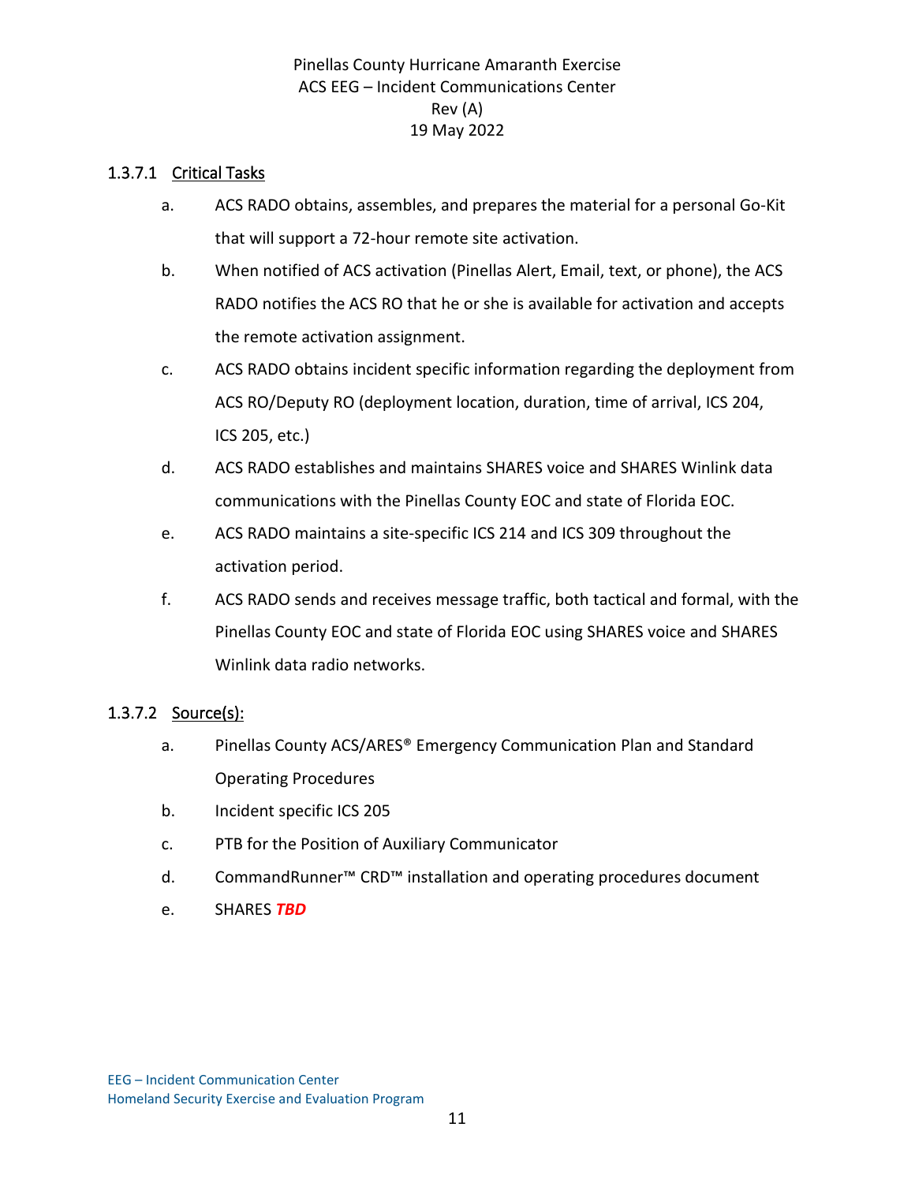#### 1.3.7.1 Critical Tasks

a. ACS RADO obtains, assembles, and prepares the material for a personal Go-Kit that will support a 72-hour remote site activation.

b. When notified of ACS activation (Pinellas Alert, Email, text, or phone), the ACS RADO notifies the ACS RO that he or she is available for activation and accepts the remote activation assignment.

c. ACS RADO obtains incident specific information regarding the deployment from ACS RO/Deputy RO (deployment location, duration, time of arrival, ICS 204, ICS 205, etc.)

d. ACS RADO establishes and maintains SHARES voice and SHARES Winlink data communications with the Pinellas County EOC and state of Florida EOC.

e. ACS RADO maintains a site-specific ICS 214 and ICS 309 throughout the activation period.

f. ACS RADO sends and receives message traffic, both tactical and formal, with the Pinellas County EOC and state of Florida EOC using SHARES voice and SHARES Winlink data radio networks.

#### 1.3.7.2 Source(s):

a. Pinellas County ACS/ARES® Emergency Communication Plan and Standard Operating Procedures

b. Incident specific ICS 205

c. PTB for the Position of Auxiliary Communicator

d. CommandRunner™ CRD™ installation and operating procedures document

e. SHARES ***TBD***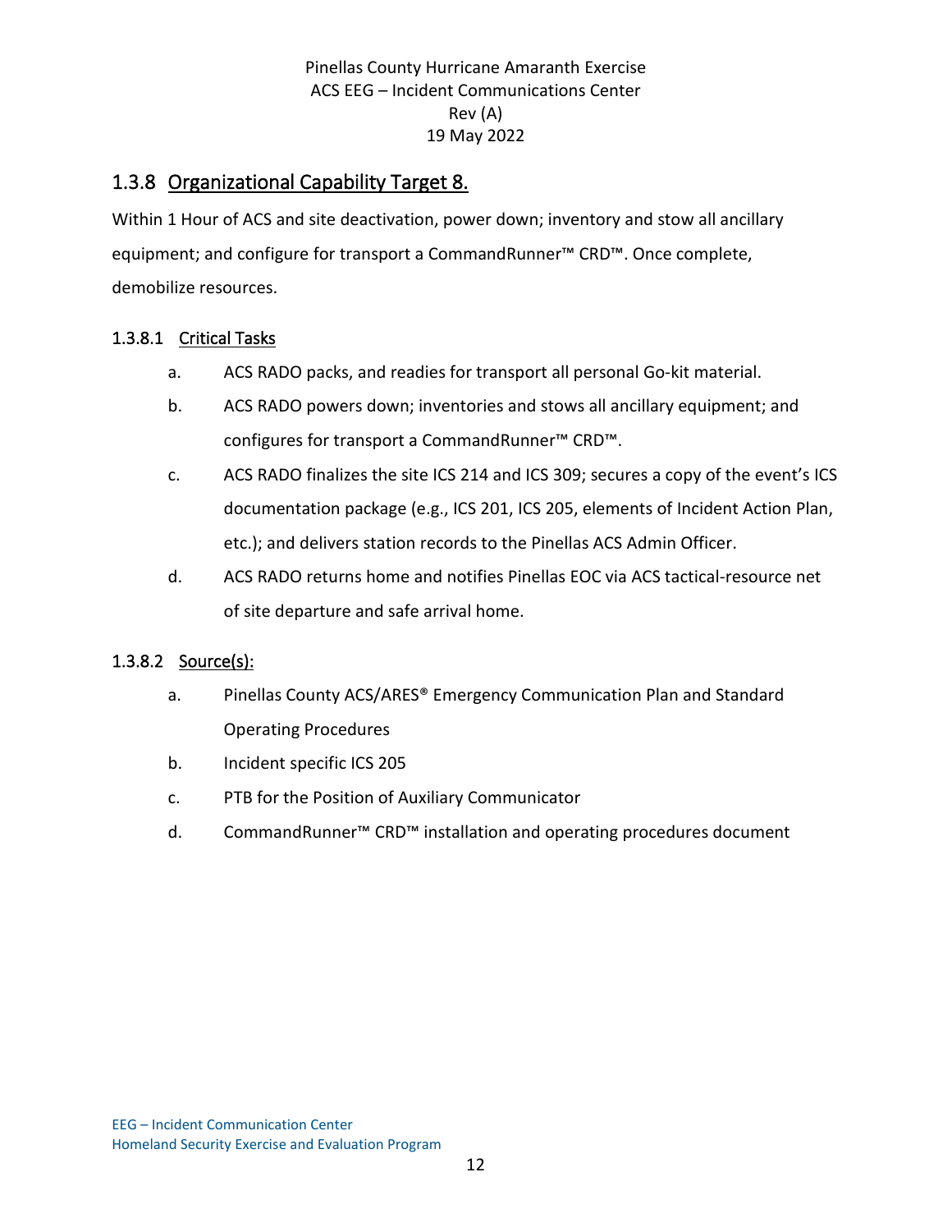## 1.3.8 Organizational Capability Target 8.

Within 1 Hour of ACS and site deactivation, power down; inventory and stow all ancillary equipment; and configure for transport a CommandRunner™ CRD™. Once complete, demobilize resources.

### 1.3.8.1 Critical Tasks

a. ACS RADO packs, and readies for transport all personal Go-kit material.

b. ACS RADO powers down; inventories and stows all ancillary equipment; and configures for transport a CommandRunner™ CRD™.

c. ACS RADO finalizes the site ICS 214 and ICS 309; secures a copy of the event's ICS documentation package (e.g., ICS 201, ICS 205, elements of Incident Action Plan, etc.); and delivers station records to the Pinellas ACS Admin Officer.

d. ACS RADO returns home and notifies Pinellas EOC via ACS tactical-resource net of site departure and safe arrival home.

### 1.3.8.2 Source(s):

a. Pinellas County ACS/ARES® Emergency Communication Plan and Standard Operating Procedures

b. Incident specific ICS 205

c. PTB for the Position of Auxiliary Communicator

d. CommandRunner™ CRD™ installation and operating procedures document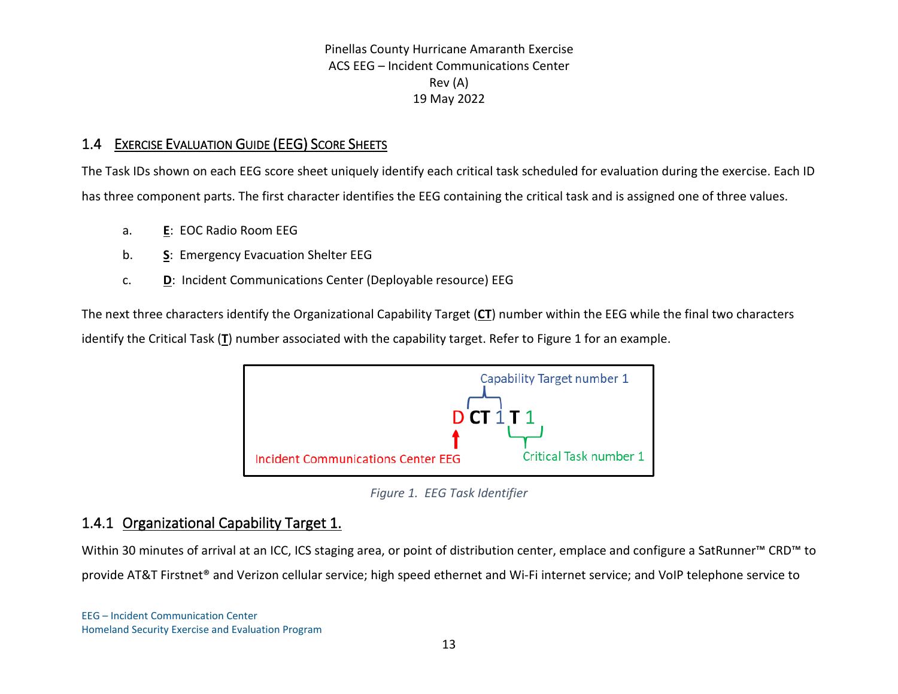## 1.4 EXERCISE EVALUATION GUIDE (EEG) SCORE SHEETS

The Task IDs shown on each EEG score sheet uniquely identify each critical task scheduled for evaluation during the exercise. Each ID has three component parts. The first character identifies the EEG containing the critical task and is assigned one of three values.

a. **E**: EOC Radio Room EEG

b. **S**: Emergency Evacuation Shelter EEG

c. **D**: Incident Communications Center (Deployable resource) EEG

The next three characters identify the Organizational Capability Target (**CT**) number within the EEG while the final two characters identify the Critical Task (**T**) number associated with the capability target. Refer to Figure 1 for an example.

Capability Target number 1

D **CT** 1 **T** 1

Incident Communications Center EEG

Critical Task number 1

*Figure 1. EEG Task Identifier*

### 1.4.1 Organizational Capability Target 1.

Within 30 minutes of arrival at an ICC, ICS staging area, or point of distribution center, emplace and configure a SatRunner™ CRD™ to provide AT&T Firstnet® and Verizon cellular service; high speed ethernet and Wi-Fi internet service; and VoIP telephone service to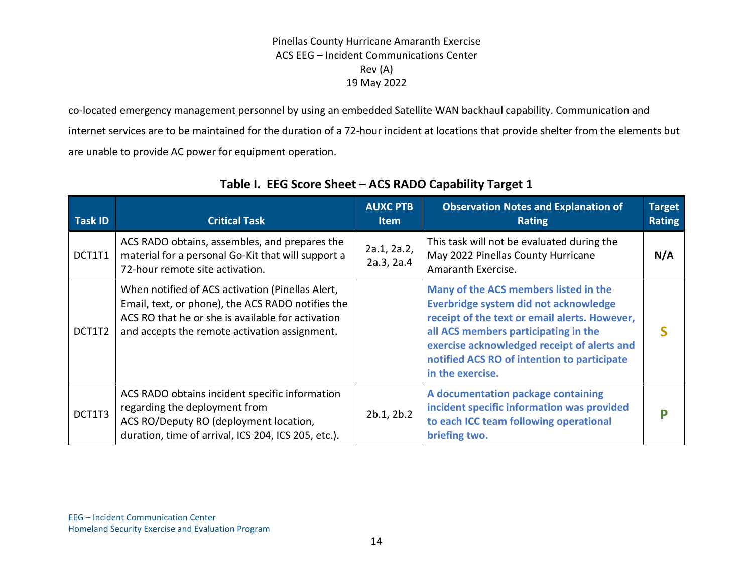co-located emergency management personnel by using an embedded Satellite WAN backhaul capability. Communication and internet services are to be maintained for the duration of a 72-hour incident at locations that provide shelter from the elements but are unable to provide AC power for equipment operation.

**Table I. EEG Score Sheet – ACS RADO Capability Target 1**

| Task ID | Critical Task | AUXC PTB Item | Observation Notes and Explanation of Rating | Target Rating |
|---|---|---|---|---|
| DCT1T1 | ACS RADO obtains, assembles, and prepares the material for a personal Go-Kit that will support a 72-hour remote site activation. | 2a.1, 2a.2, 2a.3, 2a.4 | This task will not be evaluated during the May 2022 Pinellas County Hurricane Amaranth Exercise. | **N/A** |
| DCT1T2 | When notified of ACS activation (Pinellas Alert, Email, text, or phone), the ACS RADO notifies the ACS RO that he or she is available for activation and accepts the remote activation assignment. | | **Many of the ACS members listed in the Everbridge system did not acknowledge receipt of the text or email alerts. However, all ACS members participating in the exercise acknowledged receipt of alerts and notified ACS RO of intention to participate in the exercise.** | **S** |
| DCT1T3 | ACS RADO obtains incident specific information regarding the deployment from ACS RO/Deputy RO (deployment location, duration, time of arrival, ICS 204, ICS 205, etc.). | 2b.1, 2b.2 | **A documentation package containing incident specific information was provided to each ICC team following operational briefing two.** | **P** |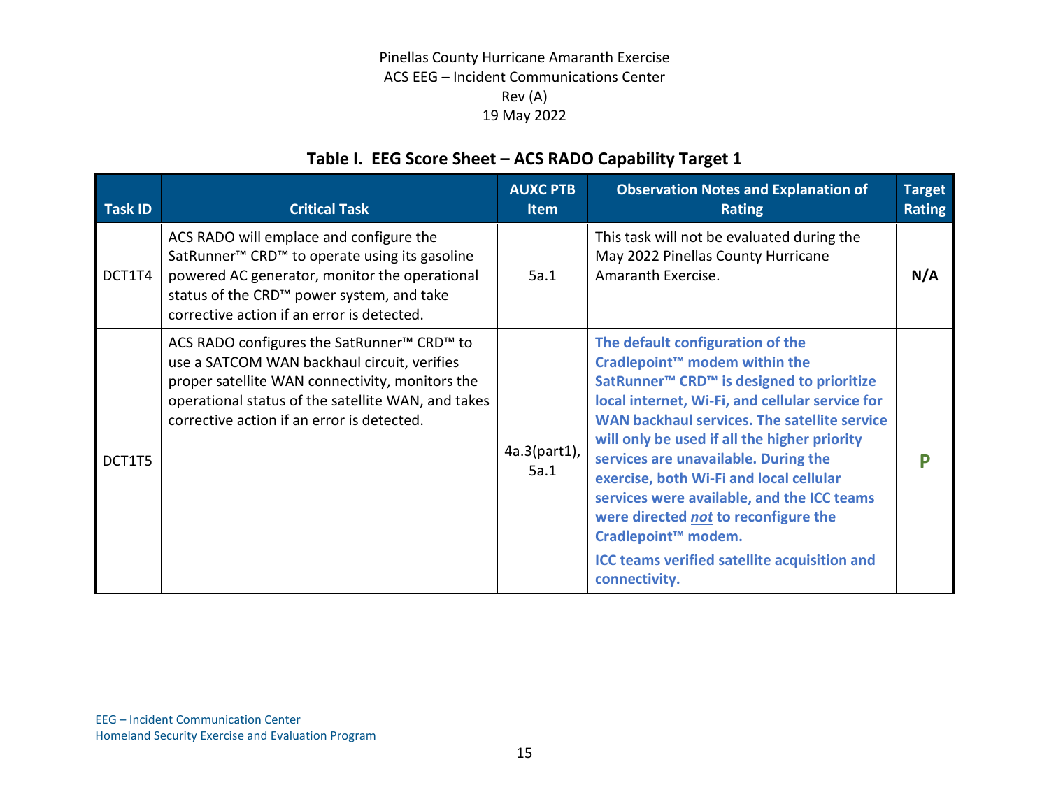## Table I. EEG Score Sheet – ACS RADO Capability Target 1

| Task ID | Critical Task | AUXC PTB Item | Observation Notes and Explanation of Rating | Target Rating |
|---|---|---|---|---|
| DCT1T4 | ACS RADO will emplace and configure the SatRunner™ CRD™ to operate using its gasoline powered AC generator, monitor the operational status of the CRD™ power system, and take corrective action if an error is detected. | 5a.1 | This task will not be evaluated during the May 2022 Pinellas County Hurricane Amaranth Exercise. | **N/A** |
| DCT1T5 | ACS RADO configures the SatRunner™ CRD™ to use a SATCOM WAN backhaul circuit, verifies proper satellite WAN connectivity, monitors the operational status of the satellite WAN, and takes corrective action if an error is detected. | 4a.3(part1), 5a.1 | **The default configuration of the Cradlepoint™ modem within the SatRunner™ CRD™ is designed to prioritize local internet, Wi-Fi, and cellular service for WAN backhaul services. The satellite service will only be used if all the higher priority services are unavailable. During the exercise, both Wi-Fi and local cellular services were available, and the ICC teams were directed *not* to reconfigure the Cradlepoint™ modem.** **ICC teams verified satellite acquisition and connectivity.** | **P** |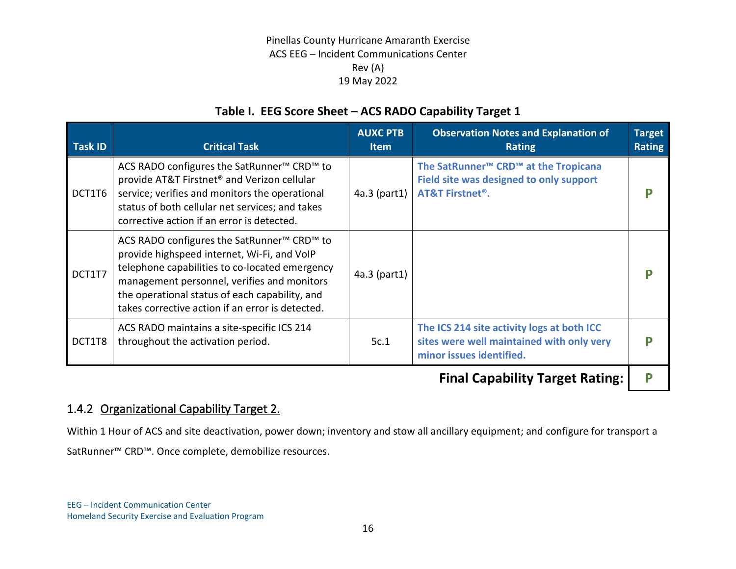**Table I. EEG Score Sheet – ACS RADO Capability Target 1**

| Task ID | Critical Task | AUXC PTB Item | Observation Notes and Explanation of Rating | Target Rating |
|---|---|---|---|---|
| DCT1T6 | ACS RADO configures the SatRunner™ CRD™ to provide AT&T Firstnet® and Verizon cellular service; verifies and monitors the operational status of both cellular net services; and takes corrective action if an error is detected. | 4a.3 (part1) | **The SatRunner™ CRD™ at the Tropicana Field site was designed to only support AT&T Firstnet®.** | **P** |
| DCT1T7 | ACS RADO configures the SatRunner™ CRD™ to provide highspeed internet, Wi-Fi, and VoIP telephone capabilities to co-located emergency management personnel, verifies and monitors the operational status of each capability, and takes corrective action if an error is detected. | 4a.3 (part1) | | **P** |
| DCT1T8 | ACS RADO maintains a site-specific ICS 214 throughout the activation period. | 5c.1 | **The ICS 214 site activity logs at both ICC sites were well maintained with only very minor issues identified.** | **P** |
| | | | **Final Capability Target Rating:** | **P** |

### 1.4.2 Organizational Capability Target 2.

Within 1 Hour of ACS and site deactivation, power down; inventory and stow all ancillary equipment; and configure for transport a SatRunner™ CRD™. Once complete, demobilize resources.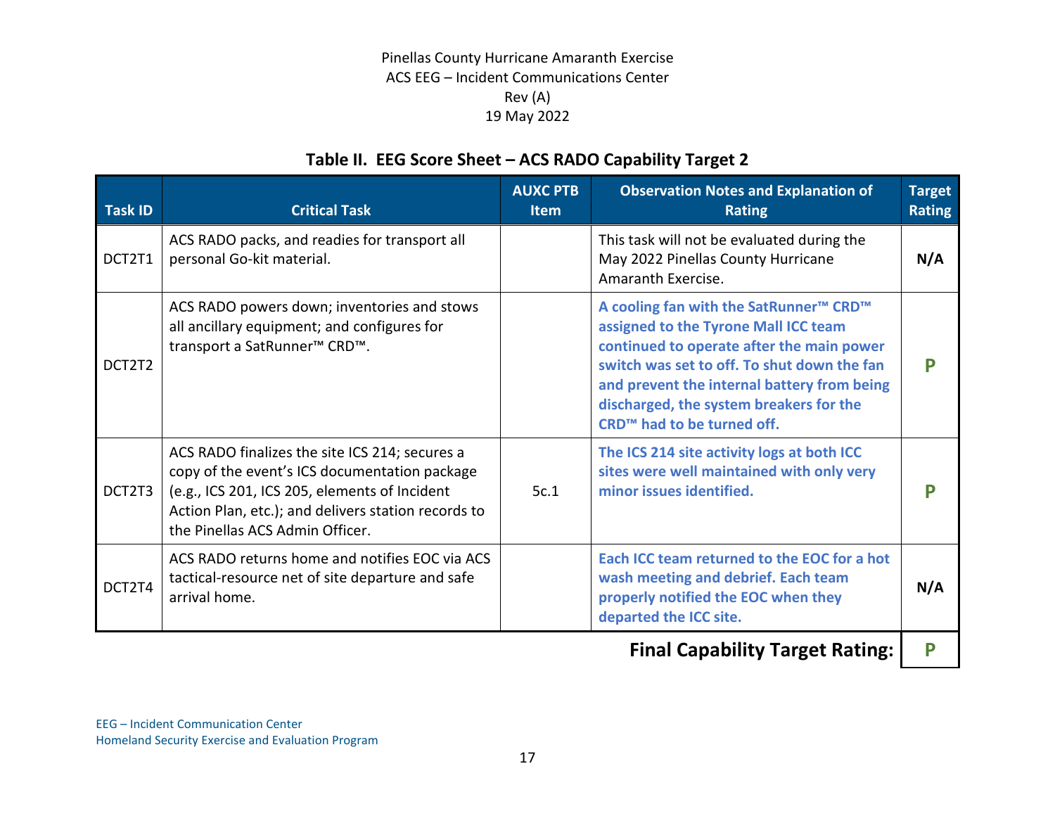## Table II. EEG Score Sheet – ACS RADO Capability Target 2

| Task ID | Critical Task | AUXC PTB Item | Observation Notes and Explanation of Rating | Target Rating |
|---|---|---|---|---|
| DCT2T1 | ACS RADO packs, and readies for transport all personal Go-kit material. | | This task will not be evaluated during the May 2022 Pinellas County Hurricane Amaranth Exercise. | **N/A** |
| DCT2T2 | ACS RADO powers down; inventories and stows all ancillary equipment; and configures for transport a SatRunner™ CRD™. | | **A cooling fan with the SatRunner™ CRD™ assigned to the Tyrone Mall ICC team continued to operate after the main power switch was set to off. To shut down the fan and prevent the internal battery from being discharged, the system breakers for the CRD™ had to be turned off.** | **P** |
| DCT2T3 | ACS RADO finalizes the site ICS 214; secures a copy of the event's ICS documentation package (e.g., ICS 201, ICS 205, elements of Incident Action Plan, etc.); and delivers station records to the Pinellas ACS Admin Officer. | 5c.1 | **The ICS 214 site activity logs at both ICC sites were well maintained with only very minor issues identified.** | **P** |
| DCT2T4 | ACS RADO returns home and notifies EOC via ACS tactical-resource net of site departure and safe arrival home. | | **Each ICC team returned to the EOC for a hot wash meeting and debrief. Each team properly notified the EOC when they departed the ICC site.** | **N/A** |
| | | | **Final Capability Target Rating:** | **P** |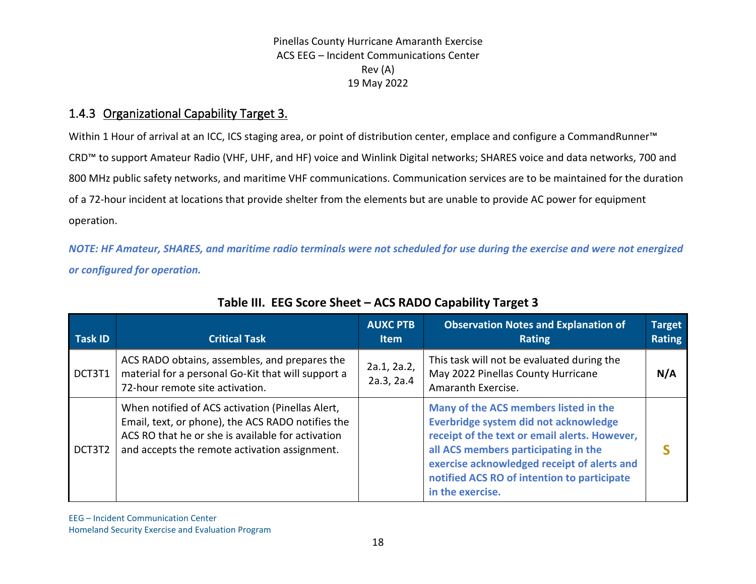### 1.4.3 Organizational Capability Target 3.

Within 1 Hour of arrival at an ICC, ICS staging area, or point of distribution center, emplace and configure a CommandRunner™ CRD™ to support Amateur Radio (VHF, UHF, and HF) voice and Winlink Digital networks; SHARES voice and data networks, 700 and 800 MHz public safety networks, and maritime VHF communications. Communication services are to be maintained for the duration of a 72-hour incident at locations that provide shelter from the elements but are unable to provide AC power for equipment operation.

***NOTE: HF Amateur, SHARES, and maritime radio terminals were not scheduled for use during the exercise and were not energized or configured for operation.***

**Table III. EEG Score Sheet – ACS RADO Capability Target 3**

| Task ID | Critical Task | AUXC PTB Item | Observation Notes and Explanation of Rating | Target Rating |
|---|---|---|---|---|
| DCT3T1 | ACS RADO obtains, assembles, and prepares the material for a personal Go-Kit that will support a 72-hour remote site activation. | 2a.1, 2a.2, 2a.3, 2a.4 | This task will not be evaluated during the May 2022 Pinellas County Hurricane Amaranth Exercise. | **N/A** |
| DCT3T2 | When notified of ACS activation (Pinellas Alert, Email, text, or phone), the ACS RADO notifies the ACS RO that he or she is available for activation and accepts the remote activation assignment. | | **Many of the ACS members listed in the Everbridge system did not acknowledge receipt of the text or email alerts. However, all ACS members participating in the exercise acknowledged receipt of alerts and notified ACS RO of intention to participate in the exercise.** | **S** |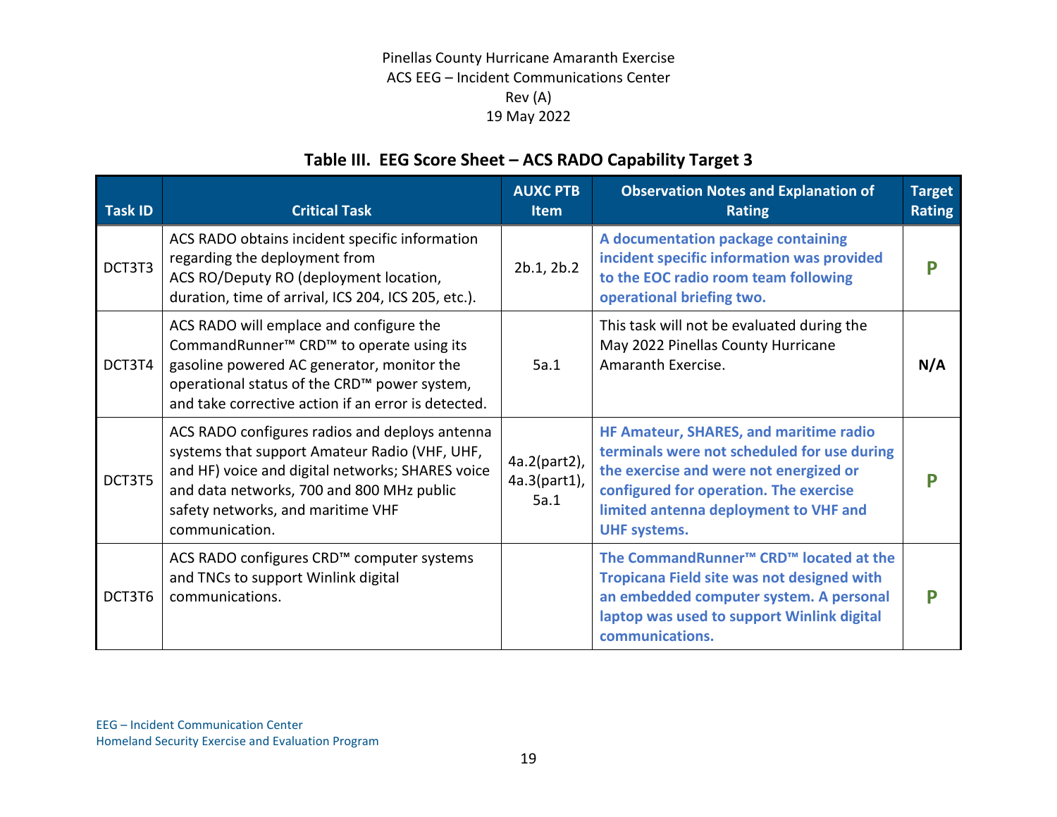## Table III. EEG Score Sheet – ACS RADO Capability Target 3

| Task ID | Critical Task | AUXC PTB Item | Observation Notes and Explanation of Rating | Target Rating |
|---|---|---|---|---|
| DCT3T3 | ACS RADO obtains incident specific information regarding the deployment from ACS RO/Deputy RO (deployment location, duration, time of arrival, ICS 204, ICS 205, etc.). | 2b.1, 2b.2 | **A documentation package containing incident specific information was provided to the EOC radio room team following operational briefing two.** | **P** |
| DCT3T4 | ACS RADO will emplace and configure the CommandRunner™ CRD™ to operate using its gasoline powered AC generator, monitor the operational status of the CRD™ power system, and take corrective action if an error is detected. | 5a.1 | This task will not be evaluated during the May 2022 Pinellas County Hurricane Amaranth Exercise. | **N/A** |
| DCT3T5 | ACS RADO configures radios and deploys antenna systems that support Amateur Radio (VHF, UHF, and HF) voice and digital networks; SHARES voice and data networks, 700 and 800 MHz public safety networks, and maritime VHF communication. | 4a.2(part2), 4a.3(part1), 5a.1 | **HF Amateur, SHARES, and maritime radio terminals were not scheduled for use during the exercise and were not energized or configured for operation. The exercise limited antenna deployment to VHF and UHF systems.** | **P** |
| DCT3T6 | ACS RADO configures CRD™ computer systems and TNCs to support Winlink digital communications. | | **The CommandRunner™ CRD™ located at the Tropicana Field site was not designed with an embedded computer system. A personal laptop was used to support Winlink digital communications.** | **P** |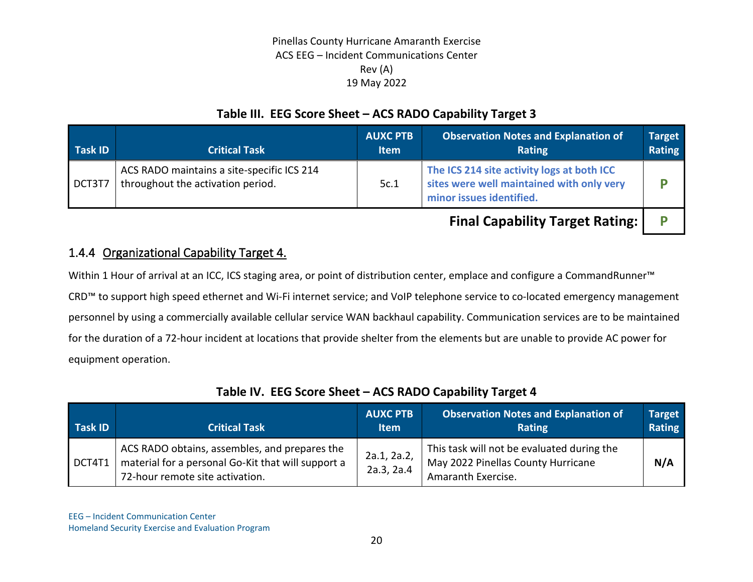**Table III. EEG Score Sheet – ACS RADO Capability Target 3**

| Task ID | Critical Task | AUXC PTB Item | Observation Notes and Explanation of Rating | Target Rating |
|---|---|---|---|---|
| DCT3T7 | ACS RADO maintains a site-specific ICS 214 throughout the activation period. | 5c.1 | **The ICS 214 site activity logs at both ICC sites were well maintained with only very minor issues identified.** | **P** |
| | | | **Final Capability Target Rating:** | **P** |

### 1.4.4 Organizational Capability Target 4.

Within 1 Hour of arrival at an ICC, ICS staging area, or point of distribution center, emplace and configure a CommandRunner™ CRD™ to support high speed ethernet and Wi-Fi internet service; and VoIP telephone service to co-located emergency management personnel by using a commercially available cellular service WAN backhaul capability. Communication services are to be maintained for the duration of a 72-hour incident at locations that provide shelter from the elements but are unable to provide AC power for equipment operation.

**Table IV. EEG Score Sheet – ACS RADO Capability Target 4**

| Task ID | Critical Task | AUXC PTB Item | Observation Notes and Explanation of Rating | Target Rating |
|---|---|---|---|---|
| DCT4T1 | ACS RADO obtains, assembles, and prepares the material for a personal Go-Kit that will support a 72-hour remote site activation. | 2a.1, 2a.2, 2a.3, 2a.4 | This task will not be evaluated during the May 2022 Pinellas County Hurricane Amaranth Exercise. | **N/A** |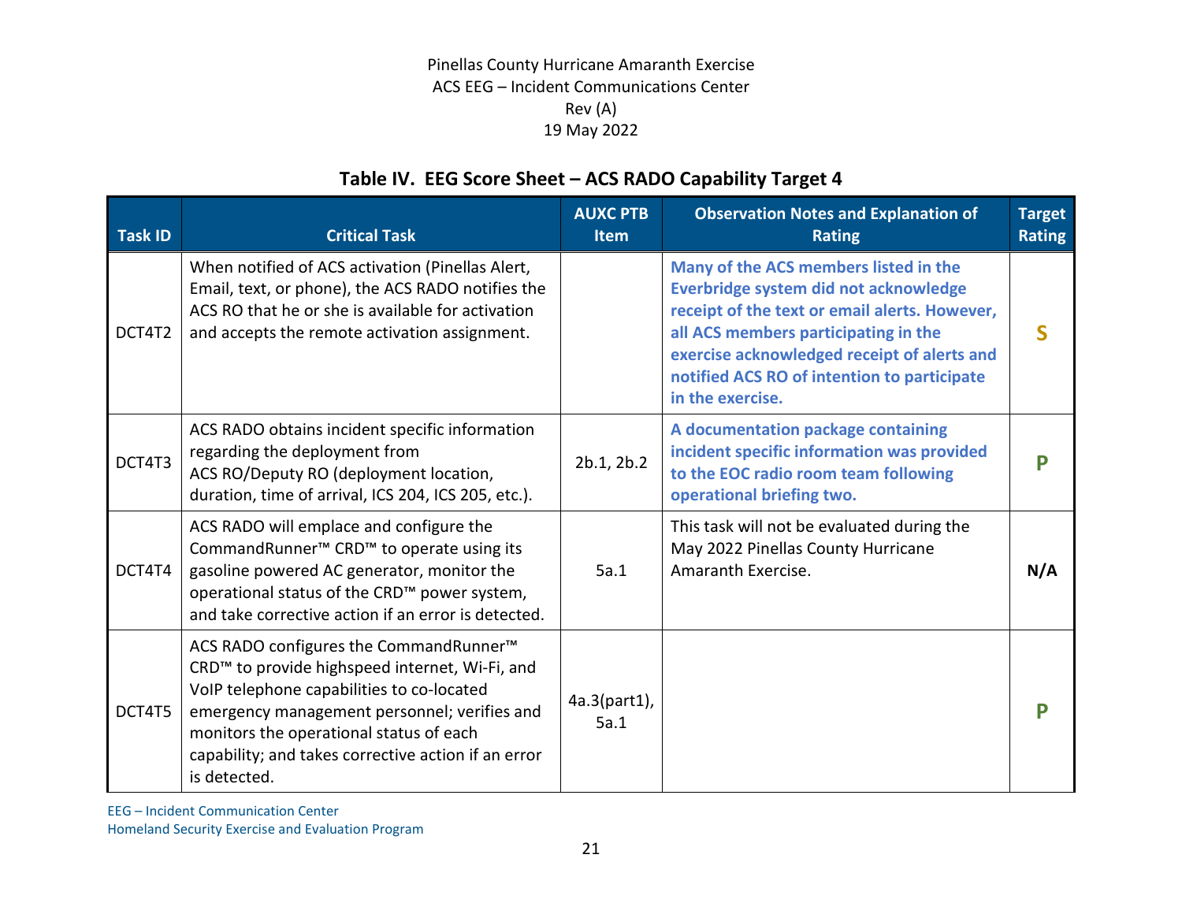### Table IV. EEG Score Sheet – ACS RADO Capability Target 4

| Task ID | Critical Task | AUXC PTB Item | Observation Notes and Explanation of Rating | Target Rating |
|---|---|---|---|---|
| DCT4T2 | When notified of ACS activation (Pinellas Alert, Email, text, or phone), the ACS RADO notifies the ACS RO that he or she is available for activation and accepts the remote activation assignment. | | **Many of the ACS members listed in the Everbridge system did not acknowledge receipt of the text or email alerts. However, all ACS members participating in the exercise acknowledged receipt of alerts and notified ACS RO of intention to participate in the exercise.** | **S** |
| DCT4T3 | ACS RADO obtains incident specific information regarding the deployment from ACS RO/Deputy RO (deployment location, duration, time of arrival, ICS 204, ICS 205, etc.). | 2b.1, 2b.2 | **A documentation package containing incident specific information was provided to the EOC radio room team following operational briefing two.** | **P** |
| DCT4T4 | ACS RADO will emplace and configure the CommandRunner™ CRD™ to operate using its gasoline powered AC generator, monitor the operational status of the CRD™ power system, and take corrective action if an error is detected. | 5a.1 | This task will not be evaluated during the May 2022 Pinellas County Hurricane Amaranth Exercise. | **N/A** |
| DCT4T5 | ACS RADO configures the CommandRunner™ CRD™ to provide highspeed internet, Wi-Fi, and VoIP telephone capabilities to co-located emergency management personnel; verifies and monitors the operational status of each capability; and takes corrective action if an error is detected. | 4a.3(part1), 5a.1 | | **P** |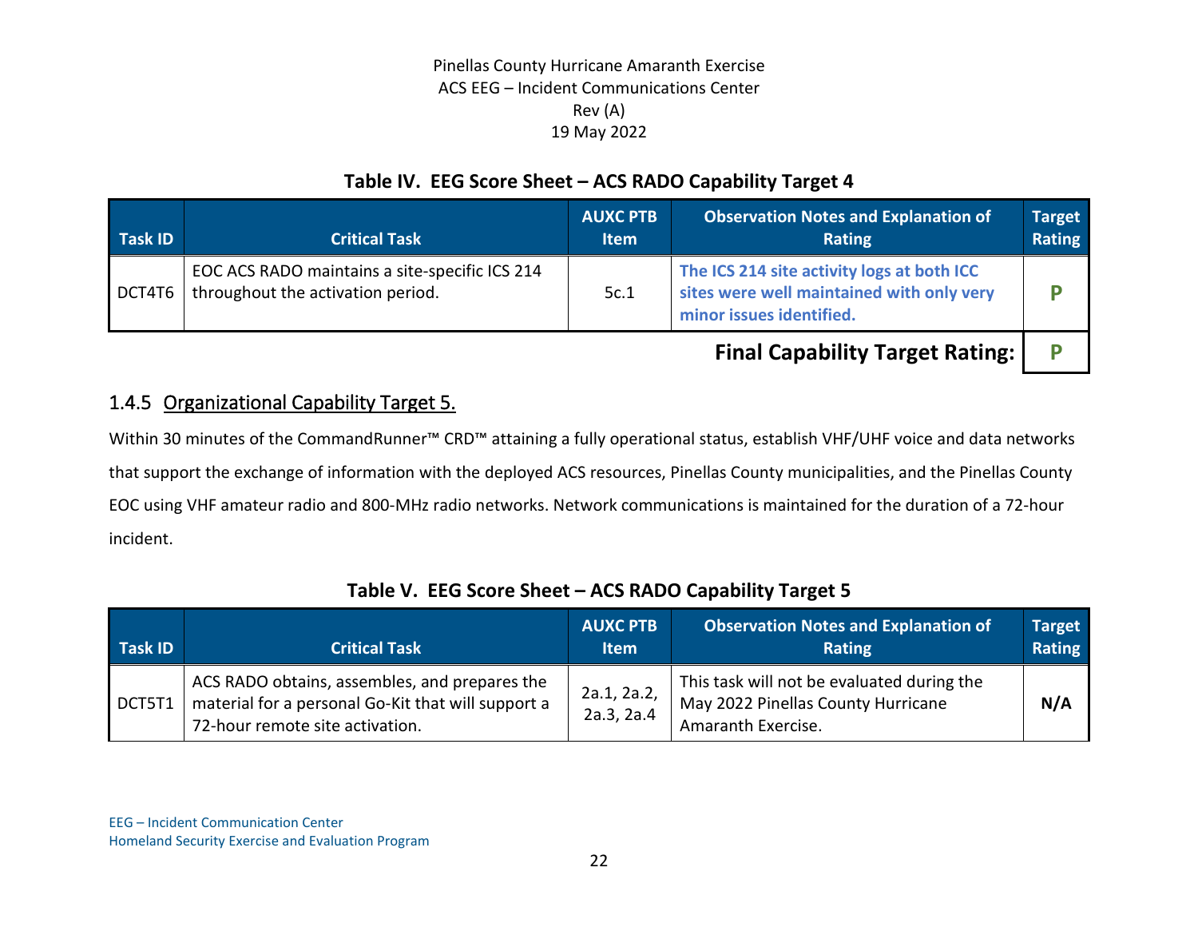**Table IV. EEG Score Sheet – ACS RADO Capability Target 4**

| Task ID | Critical Task | AUXC PTB Item | Observation Notes and Explanation of Rating | Target Rating |
|---|---|---|---|---|
| DCT4T6 | EOC ACS RADO maintains a site-specific ICS 214 throughout the activation period. | 5c.1 | **The ICS 214 site activity logs at both ICC sites were well maintained with only very minor issues identified.** | **P** |
| | | | **Final Capability Target Rating:** | **P** |

### 1.4.5 Organizational Capability Target 5.

Within 30 minutes of the CommandRunner™ CRD™ attaining a fully operational status, establish VHF/UHF voice and data networks that support the exchange of information with the deployed ACS resources, Pinellas County municipalities, and the Pinellas County EOC using VHF amateur radio and 800-MHz radio networks. Network communications is maintained for the duration of a 72-hour incident.

**Table V. EEG Score Sheet – ACS RADO Capability Target 5**

| Task ID | Critical Task | AUXC PTB Item | Observation Notes and Explanation of Rating | Target Rating |
|---|---|---|---|---|
| DCT5T1 | ACS RADO obtains, assembles, and prepares the material for a personal Go-Kit that will support a 72-hour remote site activation. | 2a.1, 2a.2, 2a.3, 2a.4 | This task will not be evaluated during the May 2022 Pinellas County Hurricane Amaranth Exercise. | **N/A** |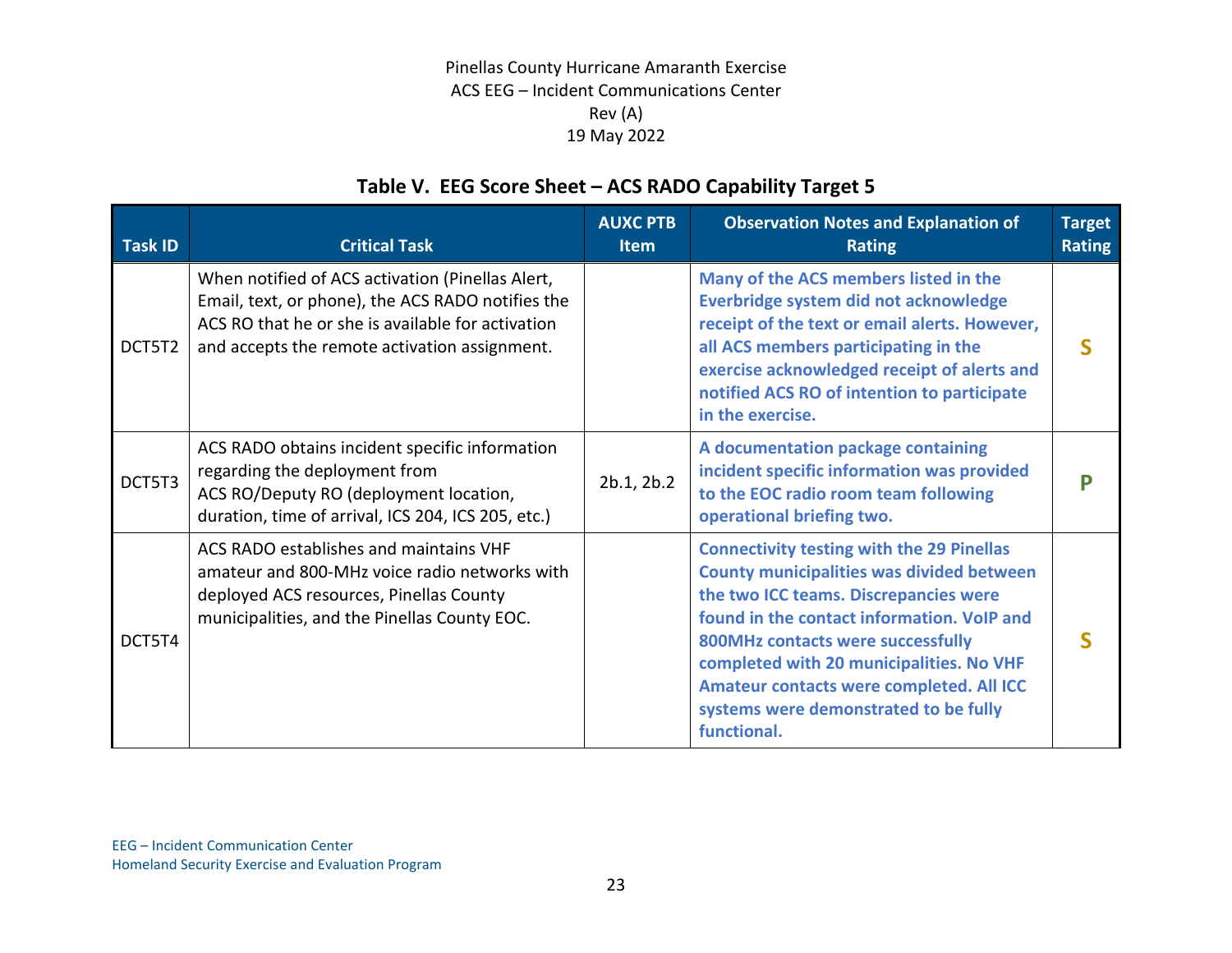## Table V. EEG Score Sheet – ACS RADO Capability Target 5

| Task ID | Critical Task | AUXC PTB Item | Observation Notes and Explanation of Rating | Target Rating |
|---|---|---|---|---|
| DCT5T2 | When notified of ACS activation (Pinellas Alert, Email, text, or phone), the ACS RADO notifies the ACS RO that he or she is available for activation and accepts the remote activation assignment. | | **Many of the ACS members listed in the Everbridge system did not acknowledge receipt of the text or email alerts. However, all ACS members participating in the exercise acknowledged receipt of alerts and notified ACS RO of intention to participate in the exercise.** | **S** |
| DCT5T3 | ACS RADO obtains incident specific information regarding the deployment from ACS RO/Deputy RO (deployment location, duration, time of arrival, ICS 204, ICS 205, etc.) | 2b.1, 2b.2 | **A documentation package containing incident specific information was provided to the EOC radio room team following operational briefing two.** | **P** |
| DCT5T4 | ACS RADO establishes and maintains VHF amateur and 800-MHz voice radio networks with deployed ACS resources, Pinellas County municipalities, and the Pinellas County EOC. | | **Connectivity testing with the 29 Pinellas County municipalities was divided between the two ICC teams. Discrepancies were found in the contact information. VoIP and 800MHz contacts were successfully completed with 20 municipalities. No VHF Amateur contacts were completed. All ICC systems were demonstrated to be fully functional.** | **S** |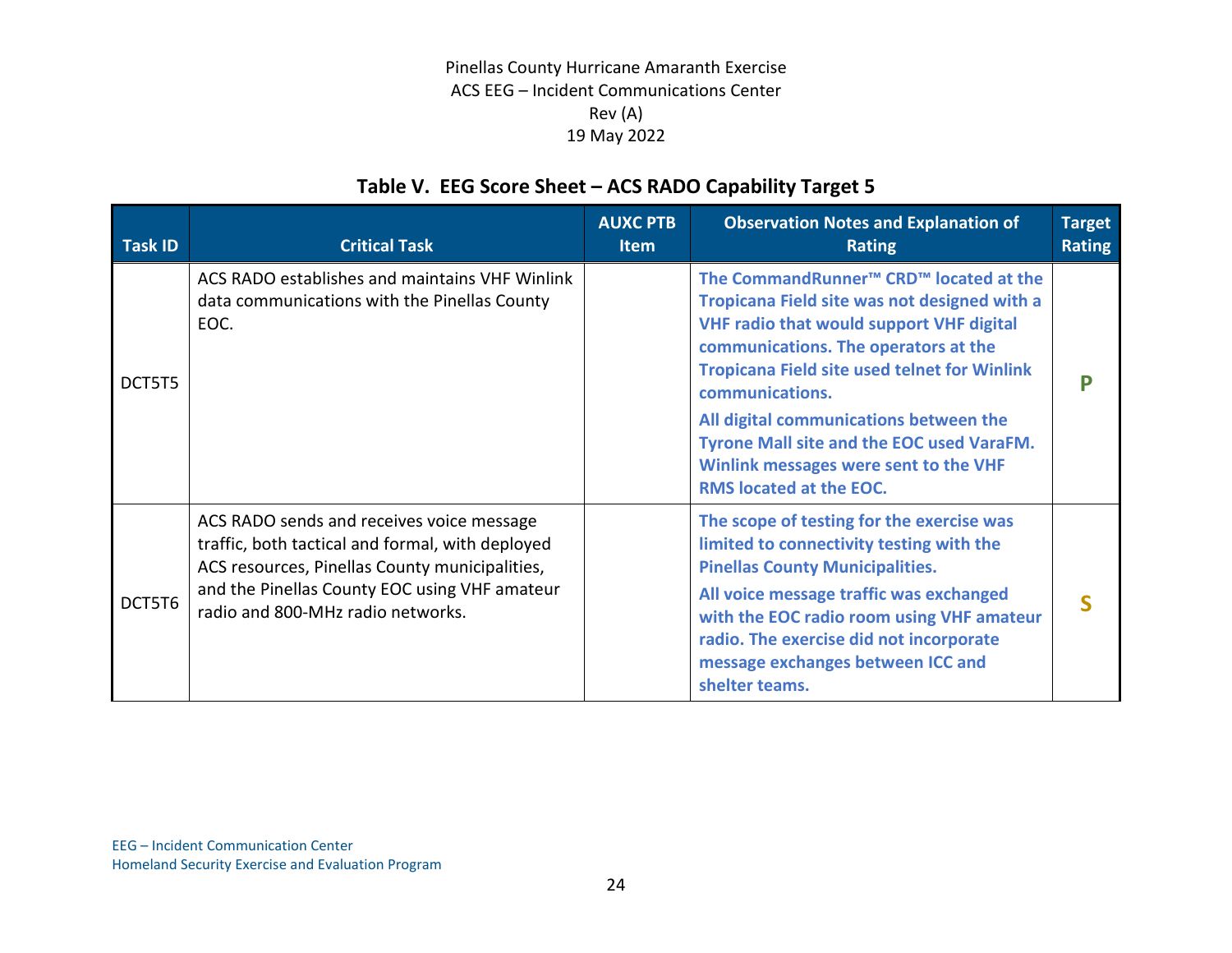## Table V. EEG Score Sheet – ACS RADO Capability Target 5

| Task ID | Critical Task | AUXC PTB Item | Observation Notes and Explanation of Rating | Target Rating |
|---|---|---|---|---|
| DCT5T5 | ACS RADO establishes and maintains VHF Winlink data communications with the Pinellas County EOC. | | **The CommandRunner™ CRD™ located at the Tropicana Field site was not designed with a VHF radio that would support VHF digital communications. The operators at the Tropicana Field site used telnet for Winlink communications.** <br> **All digital communications between the Tyrone Mall site and the EOC used VaraFM. Winlink messages were sent to the VHF RMS located at the EOC.** | **P** |
| DCT5T6 | ACS RADO sends and receives voice message traffic, both tactical and formal, with deployed ACS resources, Pinellas County municipalities, and the Pinellas County EOC using VHF amateur radio and 800-MHz radio networks. | | **The scope of testing for the exercise was limited to connectivity testing with the Pinellas County Municipalities.** <br> **All voice message traffic was exchanged with the EOC radio room using VHF amateur radio. The exercise did not incorporate message exchanges between ICC and shelter teams.** | **S** |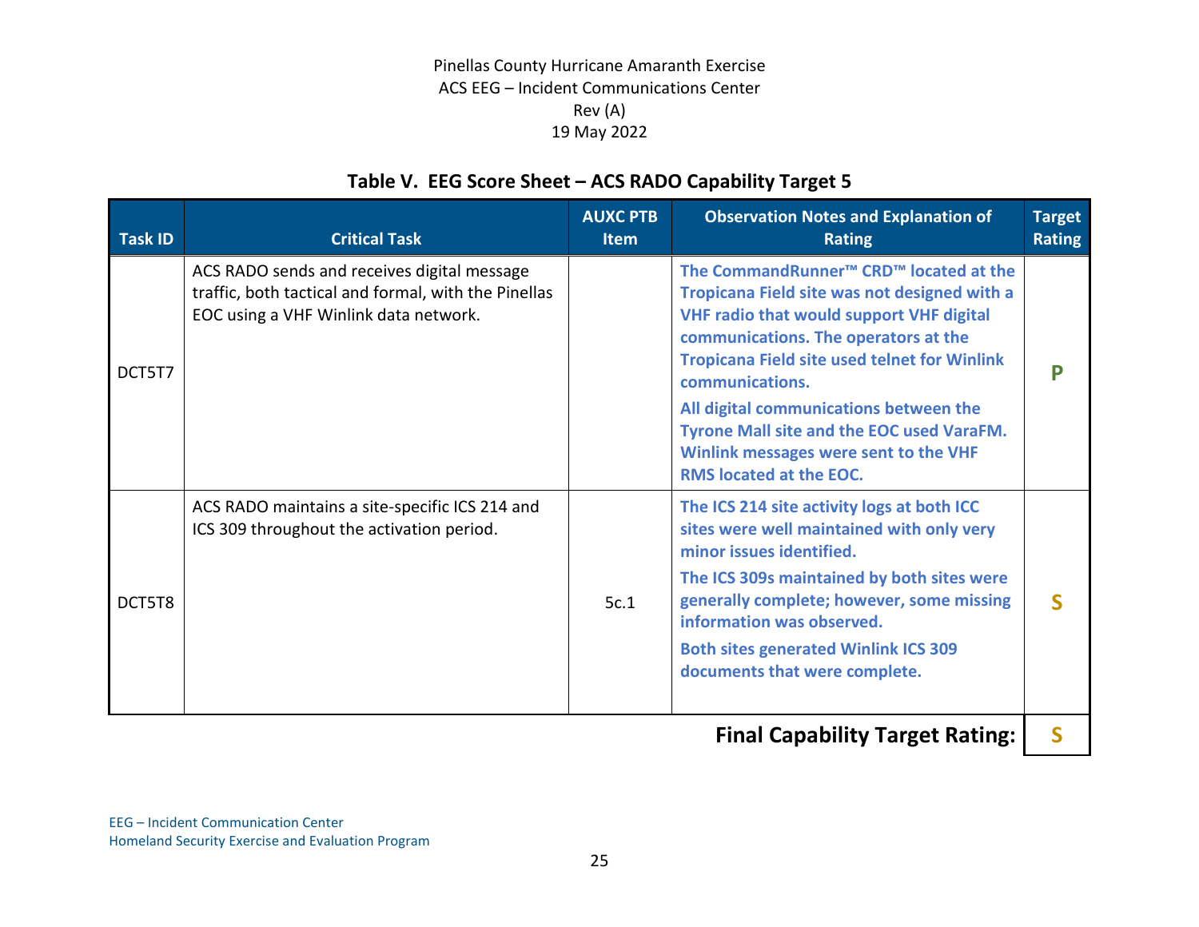### Table V. EEG Score Sheet – ACS RADO Capability Target 5

| Task ID | Critical Task | AUXC PTB Item | Observation Notes and Explanation of Rating | Target Rating |
|---|---|---|---|---|
| DCT5T7 | ACS RADO sends and receives digital message traffic, both tactical and formal, with the Pinellas EOC using a VHF Winlink data network. | | **The CommandRunner™ CRD™ located at the Tropicana Field site was not designed with a VHF radio that would support VHF digital communications. The operators at the Tropicana Field site used telnet for Winlink communications.** <br> **All digital communications between the Tyrone Mall site and the EOC used VaraFM. Winlink messages were sent to the VHF RMS located at the EOC.** | **P** |
| DCT5T8 | ACS RADO maintains a site-specific ICS 214 and ICS 309 throughout the activation period. | 5c.1 | **The ICS 214 site activity logs at both ICC sites were well maintained with only very minor issues identified.** <br> **The ICS 309s maintained by both sites were generally complete; however, some missing information was observed.** <br> **Both sites generated Winlink ICS 309 documents that were complete.** | **S** |
| | | | **Final Capability Target Rating:** | **S** |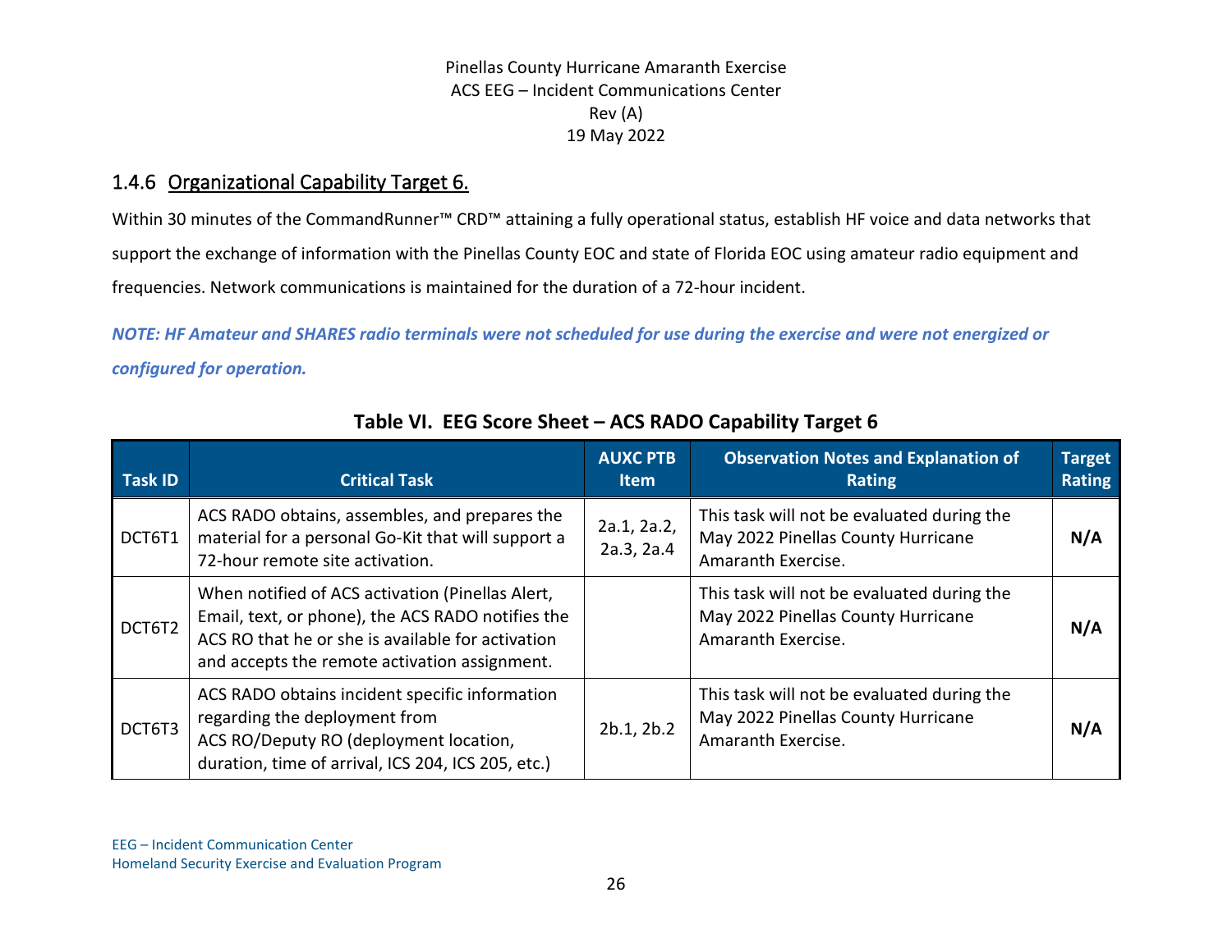### 1.4.6 Organizational Capability Target 6.

Within 30 minutes of the CommandRunner™ CRD™ attaining a fully operational status, establish HF voice and data networks that support the exchange of information with the Pinellas County EOC and state of Florida EOC using amateur radio equipment and frequencies. Network communications is maintained for the duration of a 72-hour incident.

***NOTE: HF Amateur and SHARES radio terminals were not scheduled for use during the exercise and were not energized or configured for operation.***

**Table VI. EEG Score Sheet – ACS RADO Capability Target 6**

| Task ID | Critical Task | AUXC PTB Item | Observation Notes and Explanation of Rating | Target Rating |
|---|---|---|---|---|
| DCT6T1 | ACS RADO obtains, assembles, and prepares the material for a personal Go-Kit that will support a 72-hour remote site activation. | 2a.1, 2a.2, 2a.3, 2a.4 | This task will not be evaluated during the May 2022 Pinellas County Hurricane Amaranth Exercise. | **N/A** |
| DCT6T2 | When notified of ACS activation (Pinellas Alert, Email, text, or phone), the ACS RADO notifies the ACS RO that he or she is available for activation and accepts the remote activation assignment. | | This task will not be evaluated during the May 2022 Pinellas County Hurricane Amaranth Exercise. | **N/A** |
| DCT6T3 | ACS RADO obtains incident specific information regarding the deployment from ACS RO/Deputy RO (deployment location, duration, time of arrival, ICS 204, ICS 205, etc.) | 2b.1, 2b.2 | This task will not be evaluated during the May 2022 Pinellas County Hurricane Amaranth Exercise. | **N/A** |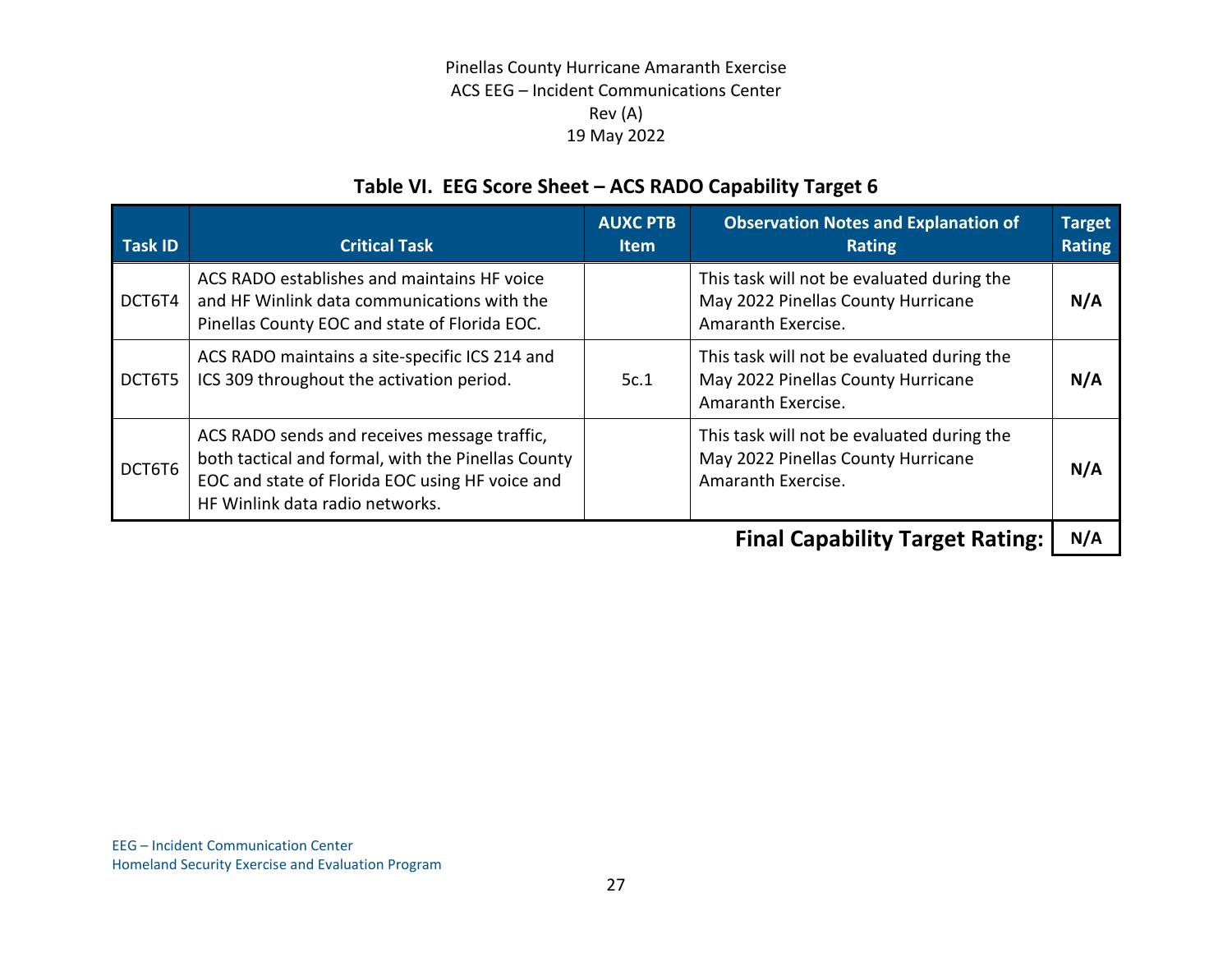## Table VI. EEG Score Sheet – ACS RADO Capability Target 6

| Task ID | Critical Task | AUXC PTB Item | Observation Notes and Explanation of Rating | Target Rating |
|---|---|---|---|---|
| DCT6T4 | ACS RADO establishes and maintains HF voice and HF Winlink data communications with the Pinellas County EOC and state of Florida EOC. | | This task will not be evaluated during the May 2022 Pinellas County Hurricane Amaranth Exercise. | **N/A** |
| DCT6T5 | ACS RADO maintains a site-specific ICS 214 and ICS 309 throughout the activation period. | 5c.1 | This task will not be evaluated during the May 2022 Pinellas County Hurricane Amaranth Exercise. | **N/A** |
| DCT6T6 | ACS RADO sends and receives message traffic, both tactical and formal, with the Pinellas County EOC and state of Florida EOC using HF voice and HF Winlink data radio networks. | | This task will not be evaluated during the May 2022 Pinellas County Hurricane Amaranth Exercise. | **N/A** |
| | | | **Final Capability Target Rating:** | **N/A** |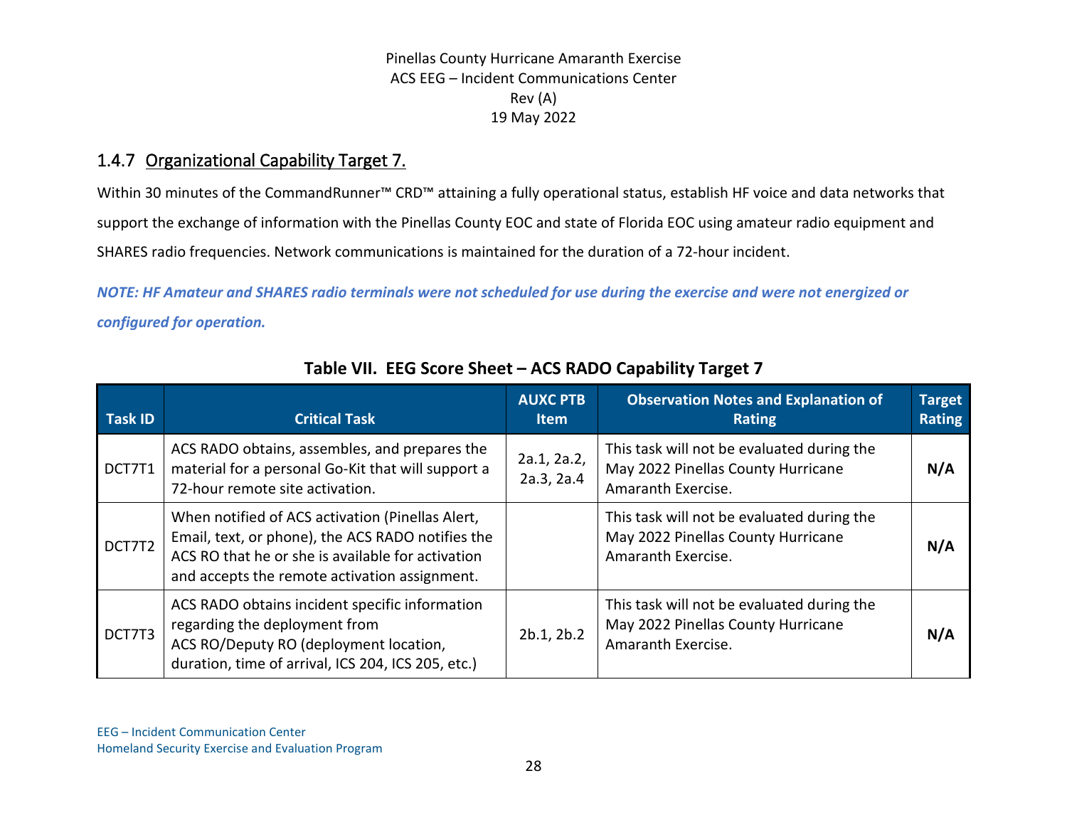### 1.4.7 Organizational Capability Target 7.

Within 30 minutes of the CommandRunner™ CRD™ attaining a fully operational status, establish HF voice and data networks that support the exchange of information with the Pinellas County EOC and state of Florida EOC using amateur radio equipment and SHARES radio frequencies. Network communications is maintained for the duration of a 72-hour incident.

***NOTE: HF Amateur and SHARES radio terminals were not scheduled for use during the exercise and were not energized or configured for operation.***

**Table VII. EEG Score Sheet – ACS RADO Capability Target 7**

| Task ID | Critical Task | AUXC PTB Item | Observation Notes and Explanation of Rating | Target Rating |
|---|---|---|---|---|
| DCT7T1 | ACS RADO obtains, assembles, and prepares the material for a personal Go-Kit that will support a 72-hour remote site activation. | 2a.1, 2a.2, 2a.3, 2a.4 | This task will not be evaluated during the May 2022 Pinellas County Hurricane Amaranth Exercise. | **N/A** |
| DCT7T2 | When notified of ACS activation (Pinellas Alert, Email, text, or phone), the ACS RADO notifies the ACS RO that he or she is available for activation and accepts the remote activation assignment. | | This task will not be evaluated during the May 2022 Pinellas County Hurricane Amaranth Exercise. | **N/A** |
| DCT7T3 | ACS RADO obtains incident specific information regarding the deployment from ACS RO/Deputy RO (deployment location, duration, time of arrival, ICS 204, ICS 205, etc.) | 2b.1, 2b.2 | This task will not be evaluated during the May 2022 Pinellas County Hurricane Amaranth Exercise. | **N/A** |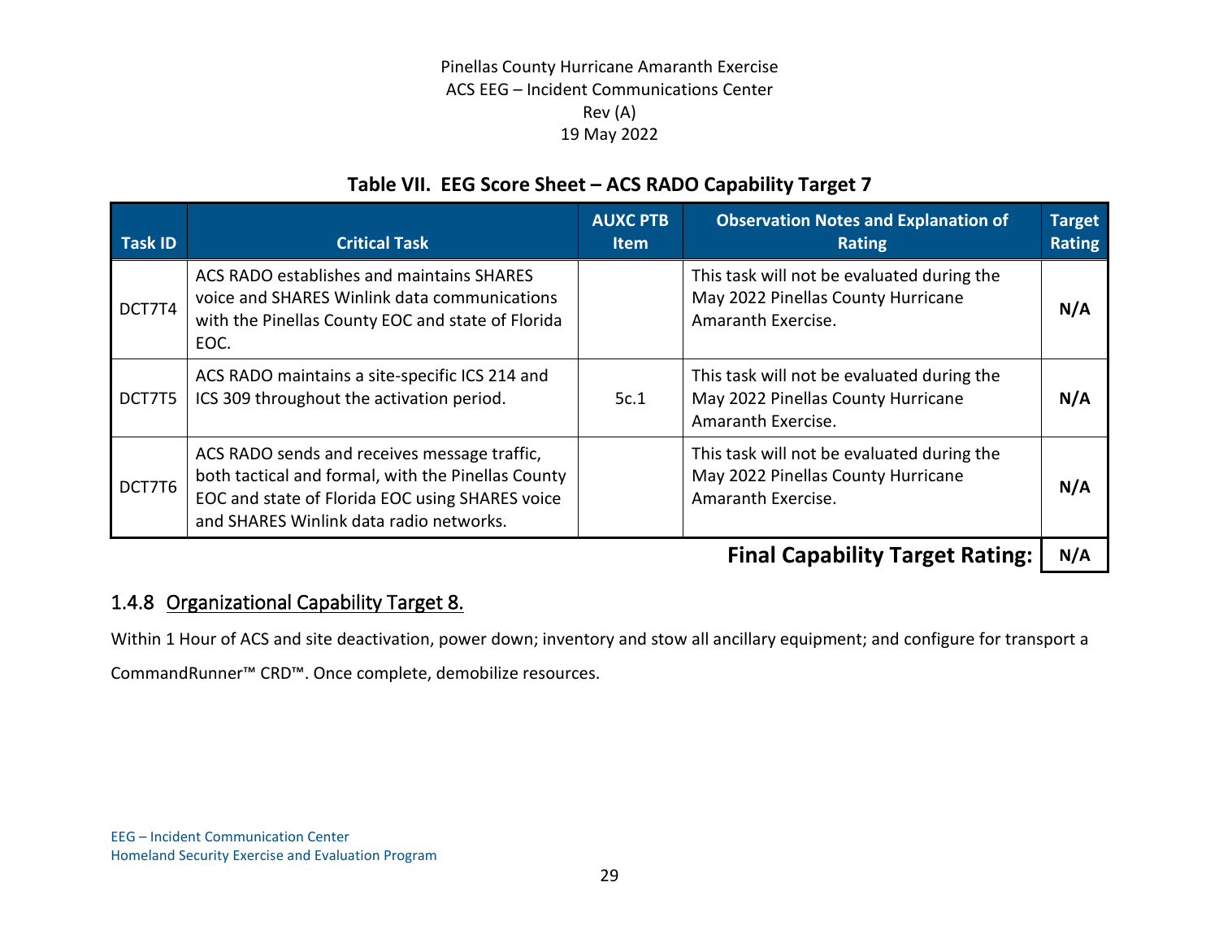**Table VII. EEG Score Sheet – ACS RADO Capability Target 7**

| Task ID | Critical Task | AUXC PTB Item | Observation Notes and Explanation of Rating | Target Rating |
|---|---|---|---|---|
| DCT7T4 | ACS RADO establishes and maintains SHARES voice and SHARES Winlink data communications with the Pinellas County EOC and state of Florida EOC. | | This task will not be evaluated during the May 2022 Pinellas County Hurricane Amaranth Exercise. | **N/A** |
| DCT7T5 | ACS RADO maintains a site-specific ICS 214 and ICS 309 throughout the activation period. | 5c.1 | This task will not be evaluated during the May 2022 Pinellas County Hurricane Amaranth Exercise. | **N/A** |
| DCT7T6 | ACS RADO sends and receives message traffic, both tactical and formal, with the Pinellas County EOC and state of Florida EOC using SHARES voice and SHARES Winlink data radio networks. | | This task will not be evaluated during the May 2022 Pinellas County Hurricane Amaranth Exercise. | **N/A** |
| | | | **Final Capability Target Rating:** | **N/A** |

### 1.4.8 Organizational Capability Target 8.

Within 1 Hour of ACS and site deactivation, power down; inventory and stow all ancillary equipment; and configure for transport a CommandRunner™ CRD™. Once complete, demobilize resources.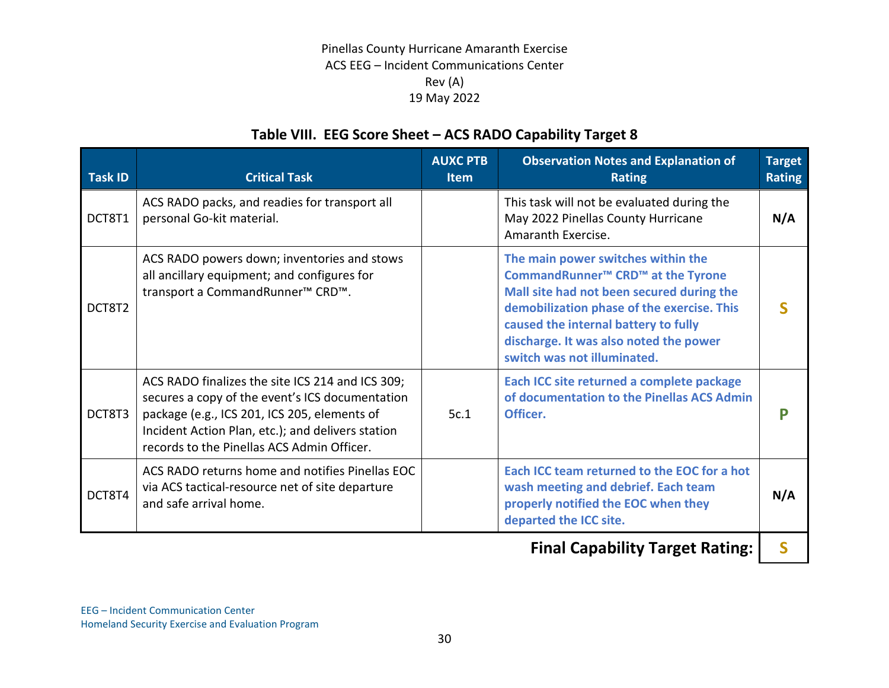### Table VIII. EEG Score Sheet – ACS RADO Capability Target 8

| Task ID | Critical Task | AUXC PTB Item | Observation Notes and Explanation of Rating | Target Rating |
|---|---|---|---|---|
| DCT8T1 | ACS RADO packs, and readies for transport all personal Go-kit material. | | This task will not be evaluated during the May 2022 Pinellas County Hurricane Amaranth Exercise. | **N/A** |
| DCT8T2 | ACS RADO powers down; inventories and stows all ancillary equipment; and configures for transport a CommandRunner™ CRD™. | | **The main power switches within the CommandRunner™ CRD™ at the Tyrone Mall site had not been secured during the demobilization phase of the exercise. This caused the internal battery to fully discharge. It was also noted the power switch was not illuminated.** | **S** |
| DCT8T3 | ACS RADO finalizes the site ICS 214 and ICS 309; secures a copy of the event's ICS documentation package (e.g., ICS 201, ICS 205, elements of Incident Action Plan, etc.); and delivers station records to the Pinellas ACS Admin Officer. | 5c.1 | **Each ICC site returned a complete package of documentation to the Pinellas ACS Admin Officer.** | **P** |
| DCT8T4 | ACS RADO returns home and notifies Pinellas EOC via ACS tactical-resource net of site departure and safe arrival home. | | **Each ICC team returned to the EOC for a hot wash meeting and debrief. Each team properly notified the EOC when they departed the ICC site.** | **N/A** |
| | | | **Final Capability Target Rating:** | **S** |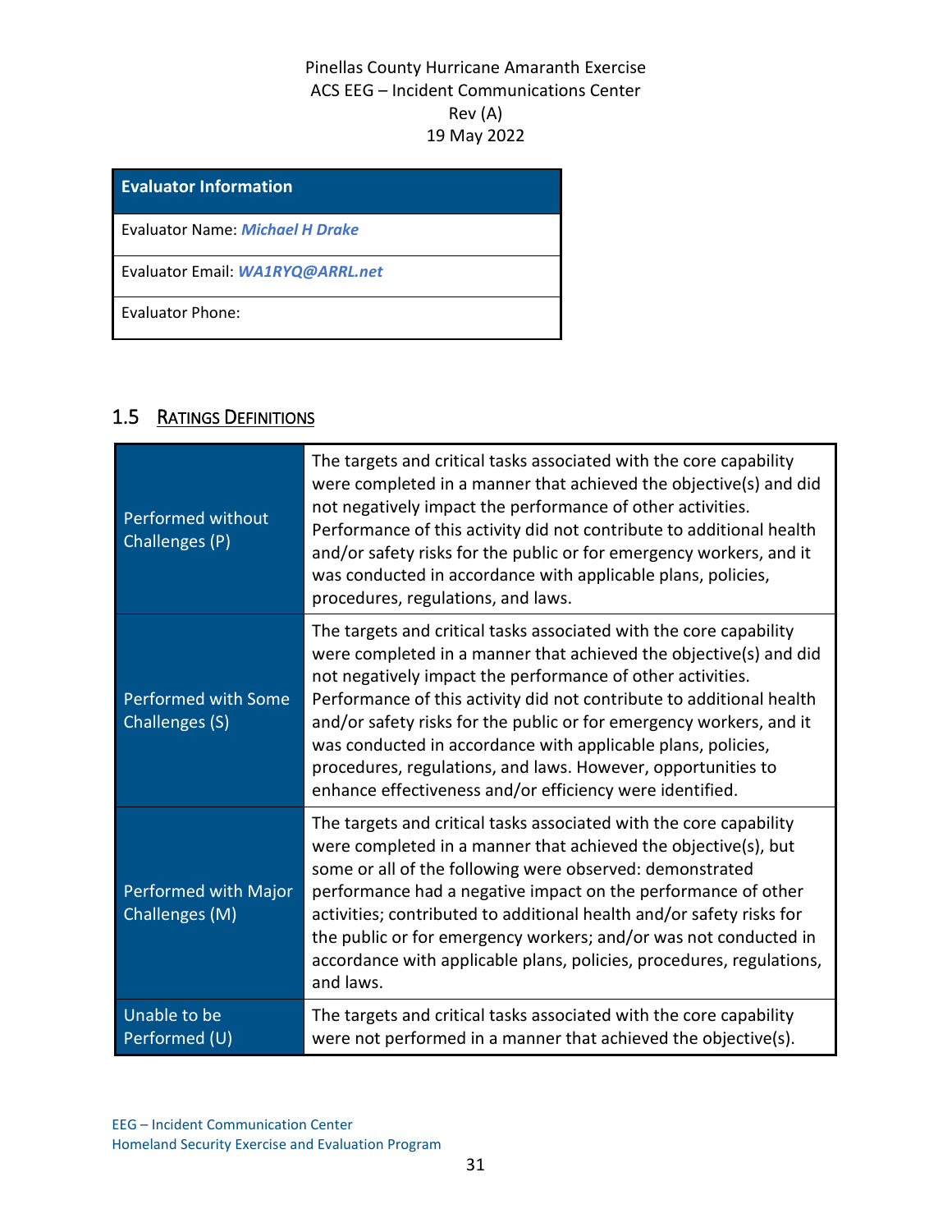| Evaluator Information |
| --- |
| Evaluator Name: ***Michael H Drake*** |
| Evaluator Email: ***WA1RYQ@ARRL.net*** |
| Evaluator Phone: |

## 1.5 Ratings Definitions

| | |
| --- | --- |
| Performed without Challenges (P) | The targets and critical tasks associated with the core capability were completed in a manner that achieved the objective(s) and did not negatively impact the performance of other activities. Performance of this activity did not contribute to additional health and/or safety risks for the public or for emergency workers, and it was conducted in accordance with applicable plans, policies, procedures, regulations, and laws. |
| Performed with Some Challenges (S) | The targets and critical tasks associated with the core capability were completed in a manner that achieved the objective(s) and did not negatively impact the performance of other activities. Performance of this activity did not contribute to additional health and/or safety risks for the public or for emergency workers, and it was conducted in accordance with applicable plans, policies, procedures, regulations, and laws. However, opportunities to enhance effectiveness and/or efficiency were identified. |
| Performed with Major Challenges (M) | The targets and critical tasks associated with the core capability were completed in a manner that achieved the objective(s), but some or all of the following were observed: demonstrated performance had a negative impact on the performance of other activities; contributed to additional health and/or safety risks for the public or for emergency workers; and/or was not conducted in accordance with applicable plans, policies, procedures, regulations, and laws. |
| Unable to be Performed (U) | The targets and critical tasks associated with the core capability were not performed in a manner that achieved the objective(s). |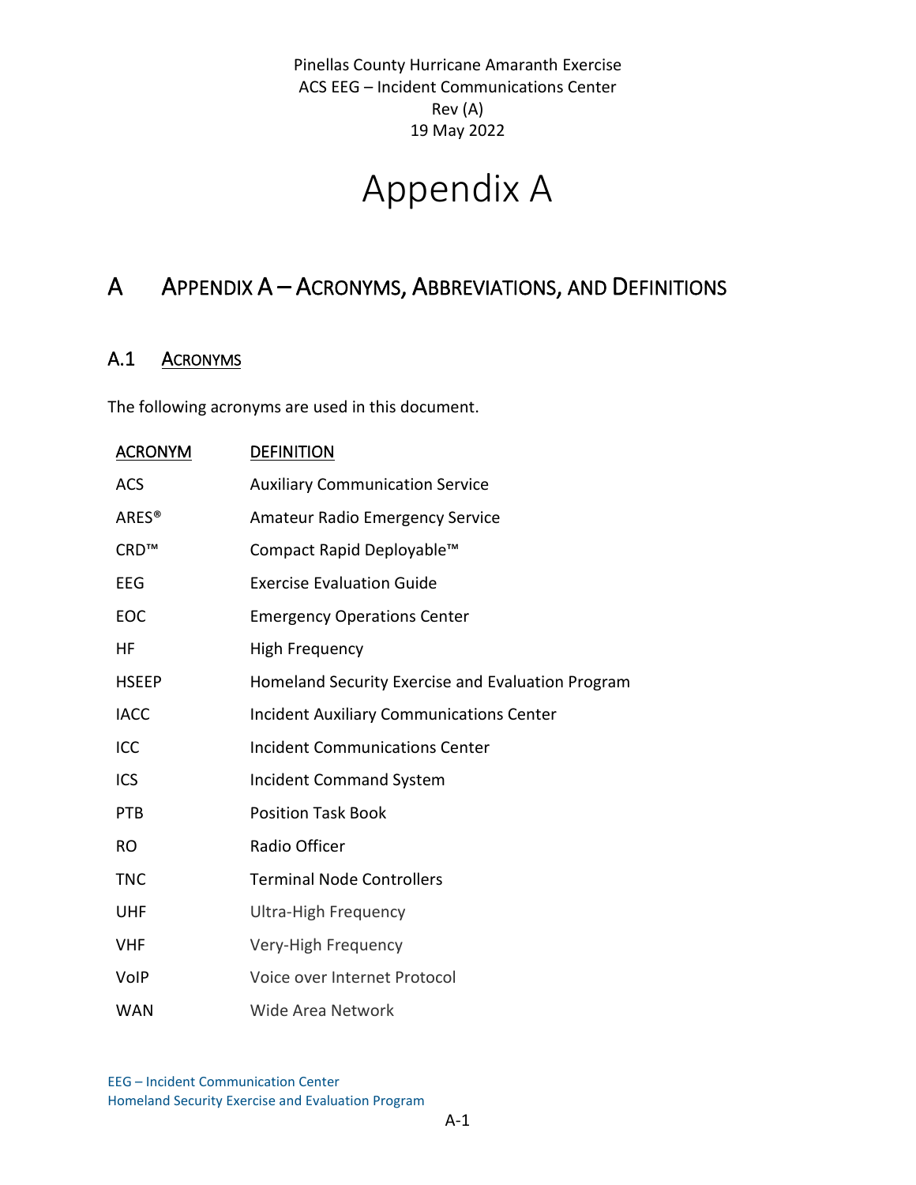# Appendix A

## A Appendix A – Acronyms, Abbreviations, and Definitions

### A.1 Acronyms

The following acronyms are used in this document.

| ACRONYM | DEFINITION |
|---|---|
| ACS | Auxiliary Communication Service |
| ARES® | Amateur Radio Emergency Service |
| CRD™ | Compact Rapid Deployable™ |
| EEG | Exercise Evaluation Guide |
| EOC | Emergency Operations Center |
| HF | High Frequency |
| HSEEP | Homeland Security Exercise and Evaluation Program |
| IACC | Incident Auxiliary Communications Center |
| ICC | Incident Communications Center |
| ICS | Incident Command System |
| PTB | Position Task Book |
| RO | Radio Officer |
| TNC | Terminal Node Controllers |
| UHF | Ultra-High Frequency |
| VHF | Very-High Frequency |
| VoIP | Voice over Internet Protocol |
| WAN | Wide Area Network |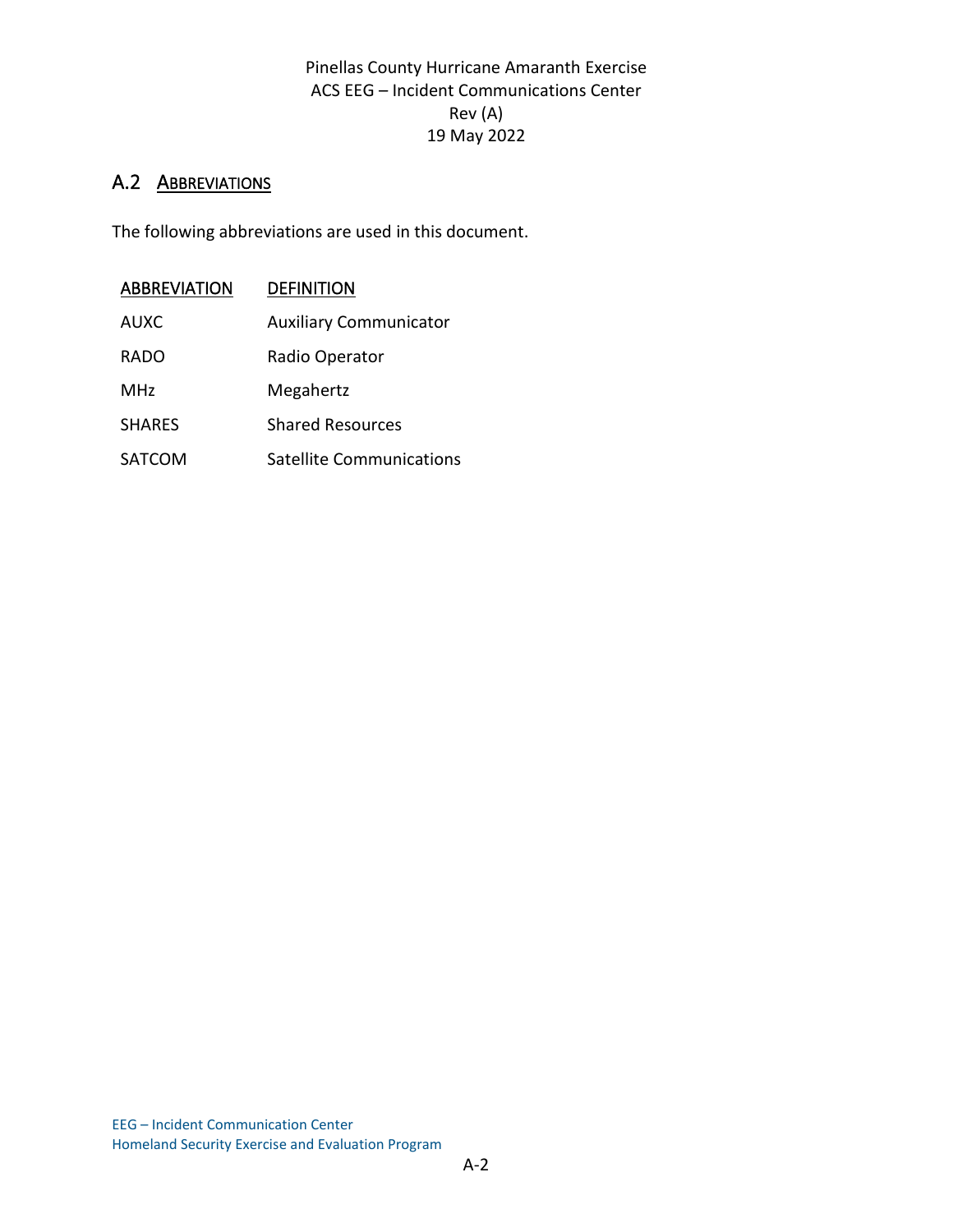## A.2 Abbreviations

The following abbreviations are used in this document.

| ABBREVIATION | DEFINITION |
|---|---|
| AUXC | Auxiliary Communicator |
| RADO | Radio Operator |
| MHz | Megahertz |
| SHARES | Shared Resources |
| SATCOM | Satellite Communications |